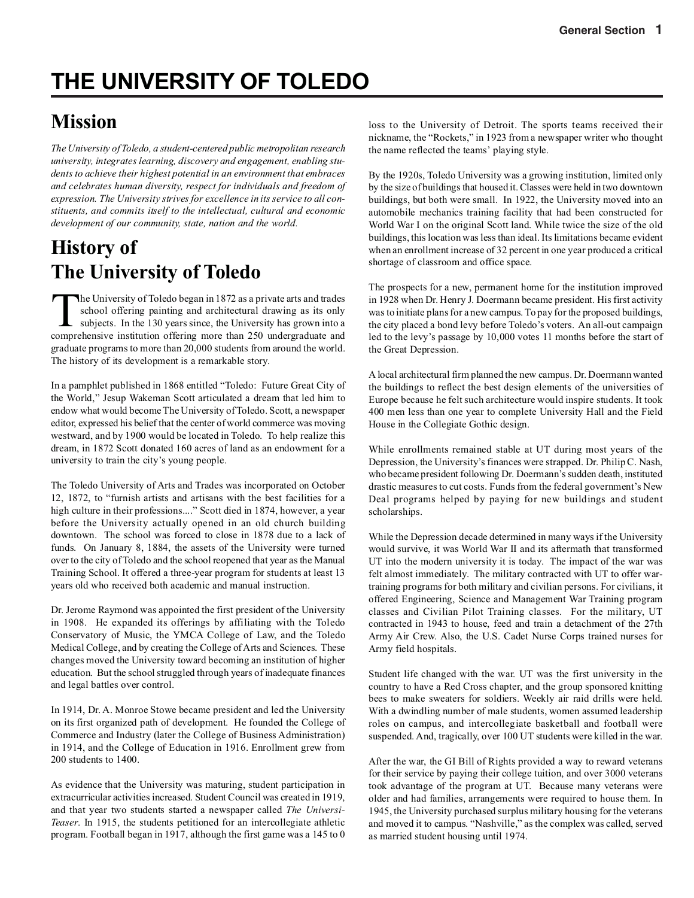# THE UNIVERSITY OF TOLEDO

## Mission

*The University of Toledo, a student-centered public metropolitan research university, integrates learning, discovery and engagement, enabling students to achieve their highest potential in an environment that embraces and celebrates human diversity, respect for individuals and freedom of expression. The University strives for excellence in its service to all constituents, and commits itself to the intellectual, cultural and economic development of our community, state, nation and the world.*

## History of The University of Toledo

The University of Toledo began in 1872 as a private arts and trades school offering painting and architectural drawing as its only subjects. In the 130 years since, the University has grown into a comprehensive institution offering more than 250 undergraduate and graduate programs to more than 20,000 students from around the world. The history of its development is a remarkable story.

In a pamphlet published in 1868 entitled "Toledo: Future Great City of the World," Jesup Wakeman Scott articulated a dream that led him to endow what would become The University of Toledo. Scott, a newspaper editor, expressed his belief that the center of world commerce was moving westward, and by 1900 would be located in Toledo. To help realize this dream, in 1872 Scott donated 160 acres of land as an endowment for a university to train the city's young people.

The Toledo University of Arts and Trades was incorporated on October 12, 1872, to "furnish artists and artisans with the best facilities for a high culture in their professions...." Scott died in 1874, however, a year before the University actually opened in an old church building downtown. The school was forced to close in 1878 due to a lack of funds. On January 8, 1884, the assets of the University were turned over to the city of Toledo and the school reopened that year as the Manual Training School. It offered a three-year program for students at least 13 years old who received both academic and manual instruction.

Dr. Jerome Raymond was appointed the first president of the University in 1908. He expanded its offerings by affiliating with the Toledo Conservatory of Music, the YMCA College of Law, and the Toledo Medical College, and by creating the College of Arts and Sciences. These changes moved the University toward becoming an institution of higher education. But the school struggled through years of inadequate finances and legal battles over control.

In 1914, Dr. A. Monroe Stowe became president and led the University on its first organized path of development. He founded the College of Commerce and Industry (later the College of Business Administration) in 1914, and the College of Education in 1916. Enrollment grew from 200 students to 1400.

As evidence that the University was maturing, student participation in extracurricular activities increased. Student Council was created in 1919, and that year two students started a newspaper called *The Universi-Teaser*. In 1915, the students petitioned for an intercollegiate athletic program. Football began in 1917, although the first game was a 145 to 0 loss to the University of Detroit. The sports teams received their nickname, the "Rockets," in 1923 from a newspaper writer who thought the name reflected the teams' playing style.

By the 1920s, Toledo University was a growing institution, limited only by the size of buildings that housed it. Classes were held in two downtown buildings, but both were small. In 1922, the University moved into an automobile mechanics training facility that had been constructed for World War I on the original Scott land. While twice the size of the old buildings, this location was less than ideal. Its limitations became evident when an enrollment increase of 32 percent in one year produced a critical shortage of classroom and office space.

The prospects for a new, permanent home for the institution improved in 1928 when Dr. Henry J. Doermann became president. His first activity was to initiate plans for a new campus. To pay for the proposed buildings, the city placed a bond levy before Toledo's voters. An all-out campaign led to the levy's passage by 10,000 votes 11 months before the start of the Great Depression.

A local architectural firm planned the new campus. Dr. Doermann wanted the buildings to reflect the best design elements of the universities of Europe because he felt such architecture would inspire students. It took 400 men less than one year to complete University Hall and the Field House in the Collegiate Gothic design.

While enrollments remained stable at UT during most years of the Depression, the University's finances were strapped. Dr. Philip C. Nash, who became president following Dr. Doermann's sudden death, instituted drastic measures to cut costs. Funds from the federal government's New Deal programs helped by paying for new buildings and student scholarships.

While the Depression decade determined in many ways if the University would survive, it was World War II and its aftermath that transformed UT into the modern university it is today. The impact of the war was felt almost immediately. The military contracted with UT to offer war-training programs for both military and civilian persons. For civilians, it offered Engineering, Science and Management War Training program classes and Civilian Pilot Training classes. For the military, UT contracted in 1943 to house, feed and train a detachment of the 27th Army Air Crew. Also, the U.S. Cadet Nurse Corps trained nurses for Army field hospitals.

Student life changed with the war. UT was the first university in the country to have a Red Cross chapter, and the group sponsored knitting bees to make sweaters for soldiers. Weekly air raid drills were held. With a dwindling number of male students, women assumed leadership roles on campus, and intercollegiate basketball and football were suspended. And, tragically, over 100 UT students were killed in the war.

After the war, the GI Bill of Rights provided a way to reward veterans for their service by paying their college tuition, and over 3000 veterans took advantage of the program at UT. Because many veterans were older and had families, arrangements were required to house them. In 1945, the University purchased surplus military housing for the veterans and moved it to campus. "Nashville," as the complex was called, served as married student housing until 1974.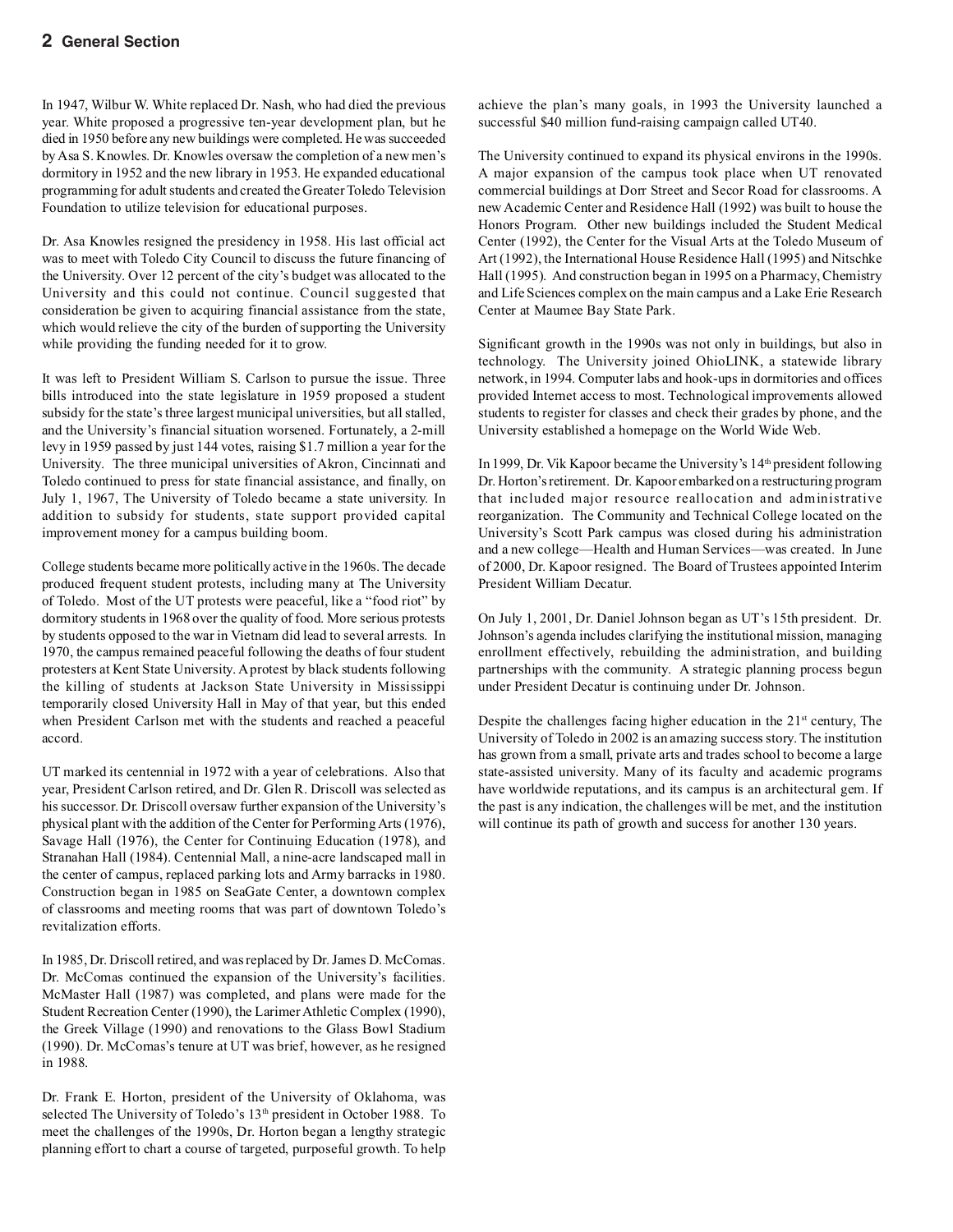In 1947, Wilbur W. White replaced Dr. Nash, who had died the previous year. White proposed a progressive ten-year development plan, but he died in 1950 before any new buildings were completed. He was succeeded by Asa S. Knowles. Dr. Knowles oversaw the completion of a new men's dormitory in 1952 and the new library in 1953. He expanded educational programming for adult students and created the Greater Toledo Television Foundation to utilize television for educational purposes.

Dr. Asa Knowles resigned the presidency in 1958. His last official act was to meet with Toledo City Council to discuss the future financing of the University. Over 12 percent of the city's budget was allocated to the University and this could not continue. Council suggested that consideration be given to acquiring financial assistance from the state, which would relieve the city of the burden of supporting the University while providing the funding needed for it to grow.

It was left to President William S. Carlson to pursue the issue. Three bills introduced into the state legislature in 1959 proposed a student subsidy for the state's three largest municipal universities, but all stalled, and the University's financial situation worsened. Fortunately, a 2-mill levy in 1959 passed by just 144 votes, raising $1.7 million a year for the University. The three municipal universities of Akron, Cincinnati and Toledo continued to press for state financial assistance, and finally, on July 1, 1967, The University of Toledo became a state university. In addition to subsidy for students, state support provided capital improvement money for a campus building boom.

College students became more politically active in the 1960s. The decade produced frequent student protests, including many at The University of Toledo. Most of the UT protests were peaceful, like a "food riot" by dormitory students in 1968 over the quality of food. More serious protests by students opposed to the war in Vietnam did lead to several arrests. In 1970, the campus remained peaceful following the deaths of four student protesters at Kent State University. A protest by black students following the killing of students at Jackson State University in Mississippi temporarily closed University Hall in May of that year, but this ended when President Carlson met with the students and reached a peaceful accord.

UT marked its centennial in 1972 with a year of celebrations. Also that year, President Carlson retired, and Dr. Glen R. Driscoll was selected as his successor. Dr. Driscoll oversaw further expansion of the University's physical plant with the addition of the Center for Performing Arts (1976), Savage Hall (1976), the Center for Continuing Education (1978), and Stranahan Hall (1984). Centennial Mall, a nine-acre landscaped mall in the center of campus, replaced parking lots and Army barracks in 1980. Construction began in 1985 on SeaGate Center, a downtown complex of classrooms and meeting rooms that was part of downtown Toledo's revitalization efforts.

In 1985, Dr. Driscoll retired, and was replaced by Dr. James D. McComas. Dr. McComas continued the expansion of the University's facilities. McMaster Hall (1987) was completed, and plans were made for the Student Recreation Center (1990), the Larimer Athletic Complex (1990), the Greek Village (1990) and renovations to the Glass Bowl Stadium (1990). Dr. McComas's tenure at UT was brief, however, as he resigned in 1988.

Dr. Frank E. Horton, president of the University of Oklahoma, was selected The University of Toledo's 13th president in October 1988. To meet the challenges of the 1990s, Dr. Horton began a lengthy strategic planning effort to chart a course of targeted, purposeful growth. To help achieve the plan's many goals, in 1993 the University launched a successful $40 million fund-raising campaign called UT40.

The University continued to expand its physical environs in the 1990s. A major expansion of the campus took place when UT renovated commercial buildings at Dorr Street and Secor Road for classrooms. A new Academic Center and Residence Hall (1992) was built to house the Honors Program. Other new buildings included the Student Medical Center (1992), the Center for the Visual Arts at the Toledo Museum of Art (1992), the International House Residence Hall (1995) and Nitschke Hall (1995). And construction began in 1995 on a Pharmacy, Chemistry and Life Sciences complex on the main campus and a Lake Erie Research Center at Maumee Bay State Park.

Significant growth in the 1990s was not only in buildings, but also in technology. The University joined OhioLINK, a statewide library network, in 1994. Computer labs and hook-ups in dormitories and offices provided Internet access to most. Technological improvements allowed students to register for classes and check their grades by phone, and the University established a homepage on the World Wide Web.

In 1999, Dr. Vik Kapoor became the University's 14th president following Dr. Horton's retirement. Dr. Kapoor embarked on a restructuring program that included major resource reallocation and administrative reorganization. The Community and Technical College located on the University's Scott Park campus was closed during his administration and a new college—Health and Human Services—was created. In June of 2000, Dr. Kapoor resigned. The Board of Trustees appointed Interim President William Decatur.

On July 1, 2001, Dr. Daniel Johnson began as UT's 15th president. Dr. Johnson's agenda includes clarifying the institutional mission, managing enrollment effectively, rebuilding the administration, and building partnerships with the community. A strategic planning process begun under President Decatur is continuing under Dr. Johnson.

Despite the challenges facing higher education in the 21st century, The University of Toledo in 2002 is an amazing success story. The institution has grown from a small, private arts and trades school to become a large state-assisted university. Many of its faculty and academic programs have worldwide reputations, and its campus is an architectural gem. If the past is any indication, the challenges will be met, and the institution will continue its path of growth and success for another 130 years.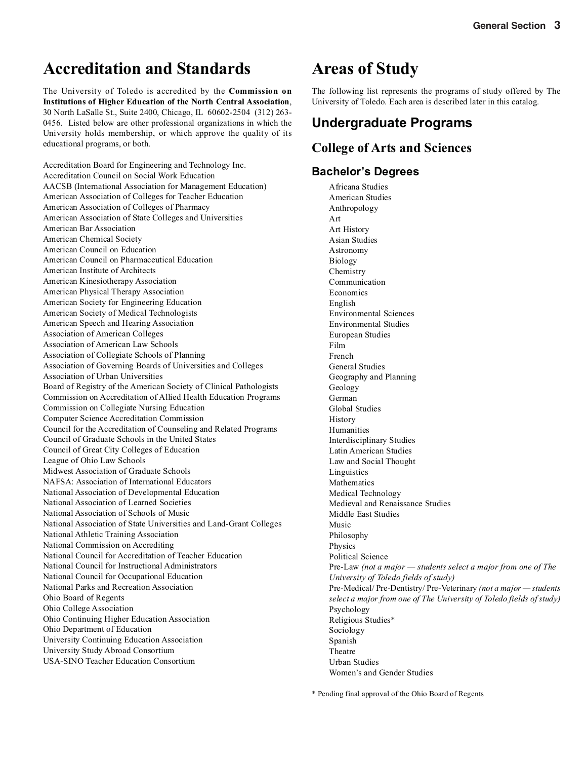# Accreditation and Standards

The University of Toledo is accredited by the **Commission on Institutions of Higher Education of the North Central Association**, 30 North LaSalle St., Suite 2400, Chicago, IL 60602-2504 (312) 263-0456. Listed below are other professional organizations in which the University holds membership, or which approve the quality of its educational programs, or both.

Accreditation Board for Engineering and Technology Inc.
Accreditation Council on Social Work Education
AACSB (International Association for Management Education)
American Association of Colleges for Teacher Education
American Association of Colleges of Pharmacy
American Association of State Colleges and Universities
American Bar Association
American Chemical Society
American Council on Education
American Council on Pharmaceutical Education
American Institute of Architects
American Kinesiotherapy Association
American Physical Therapy Association
American Society for Engineering Education
American Society of Medical Technologists
American Speech and Hearing Association
Association of American Colleges
Association of American Law Schools
Association of Collegiate Schools of Planning
Association of Governing Boards of Universities and Colleges
Association of Urban Universities
Board of Registry of the American Society of Clinical Pathologists
Commission on Accreditation of Allied Health Education Programs
Commission on Collegiate Nursing Education
Computer Science Accreditation Commission
Council for the Accreditation of Counseling and Related Programs
Council of Graduate Schools in the United States
Council of Great City Colleges of Education
League of Ohio Law Schools
Midwest Association of Graduate Schools
NAFSA: Association of International Educators
National Association of Developmental Education
National Association of Learned Societies
National Association of Schools of Music
National Association of State Universities and Land-Grant Colleges
National Athletic Training Association
National Commission on Accrediting
National Council for Accreditation of Teacher Education
National Council for Instructional Administrators
National Council for Occupational Education
National Parks and Recreation Association
Ohio Board of Regents
Ohio College Association
Ohio Continuing Higher Education Association
Ohio Department of Education
University Continuing Education Association
University Study Abroad Consortium
USA-SINO Teacher Education Consortium

# Areas of Study

The following list represents the programs of study offered by The University of Toledo. Each area is described later in this catalog.

## Undergraduate Programs

## College of Arts and Sciences

### Bachelor's Degrees

Africana Studies
American Studies
Anthropology
Art
Art History
Asian Studies
Astronomy
Biology
Chemistry
Communication
Economics
English
Environmental Sciences
Environmental Studies
European Studies
Film
French
General Studies
Geography and Planning
Geology
German
Global Studies
History
Humanities
Interdisciplinary Studies
Latin American Studies
Law and Social Thought
Linguistics
Mathematics
Medical Technology
Medieval and Renaissance Studies
Middle East Studies
Music
Philosophy
Physics
Political Science
Pre-Law *(not a major — students select a major from one of The University of Toledo fields of study)*
Pre-Medical/ Pre-Dentistry/ Pre-Veterinary *(not a major — students select a major from one of The University of Toledo fields of study)*
Psychology
Religious Studies*
Sociology
Spanish
Theatre
Urban Studies
Women's and Gender Studies

* Pending final approval of the Ohio Board of Regents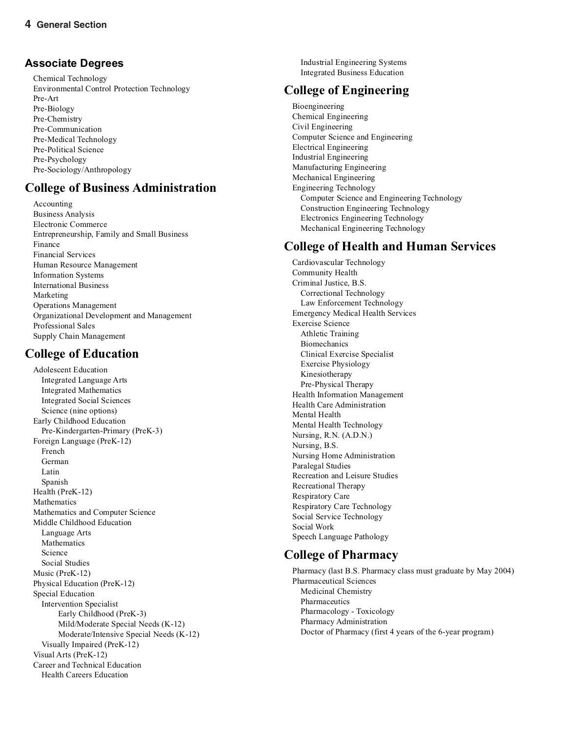## Associate Degrees

- Chemical Technology
- Environmental Control Protection Technology
- Pre-Art
- Pre-Biology
- Pre-Chemistry
- Pre-Communication
- Pre-Medical Technology
- Pre-Political Science
- Pre-Psychology
- Pre-Sociology/Anthropology

## College of Business Administration

- Accounting
- Business Analysis
- Electronic Commerce
- Entrepreneurship, Family and Small Business
- Finance
- Financial Services
- Human Resource Management
- Information Systems
- International Business
- Marketing
- Operations Management
- Organizational Development and Management
- Professional Sales
- Supply Chain Management

## College of Education

- Adolescent Education
  - Integrated Language Arts
  - Integrated Mathematics
  - Integrated Social Sciences
  - Science (nine options)
- Early Childhood Education
  - Pre-Kindergarten-Primary (PreK-3)
- Foreign Language (PreK-12)
  - French
  - German
  - Latin
  - Spanish
- Health (PreK-12)
- Mathematics
- Mathematics and Computer Science
- Middle Childhood Education
  - Language Arts
  - Mathematics
  - Science
  - Social Studies
- Music (PreK-12)
- Physical Education (PreK-12)
- Special Education
  - Intervention Specialist
    - Early Childhood (PreK-3)
    - Mild/Moderate Special Needs (K-12)
    - Moderate/Intensive Special Needs (K-12)
  - Visually Impaired (PreK-12)
- Visual Arts (PreK-12)
- Career and Technical Education
  - Health Careers Education
  - Industrial Engineering Systems
  - Integrated Business Education

## College of Engineering

- Bioengineering
- Chemical Engineering
- Civil Engineering
- Computer Science and Engineering
- Electrical Engineering
- Industrial Engineering
- Manufacturing Engineering
- Mechanical Engineering
- Engineering Technology
  - Computer Science and Engineering Technology
  - Construction Engineering Technology
  - Electronics Engineering Technology
  - Mechanical Engineering Technology

## College of Health and Human Services

- Cardiovascular Technology
- Community Health
- Criminal Justice, B.S.
  - Correctional Technology
  - Law Enforcement Technology
- Emergency Medical Health Services
- Exercise Science
  - Athletic Training
  - Biomechanics
  - Clinical Exercise Specialist
  - Exercise Physiology
  - Kinesiotherapy
  - Pre-Physical Therapy
- Health Information Management
- Health Care Administration
- Mental Health
- Mental Health Technology
- Nursing, R.N. (A.D.N.)
- Nursing, B.S.
- Nursing Home Administration
- Paralegal Studies
- Recreation and Leisure Studies
- Recreational Therapy
- Respiratory Care
- Respiratory Care Technology
- Social Service Technology
- Social Work
- Speech Language Pathology

## College of Pharmacy

- Pharmacy (last B.S. Pharmacy class must graduate by May 2004)
- Pharmaceutical Sciences
  - Medicinal Chemistry
  - Pharmaceutics
  - Pharmacology - Toxicology
  - Pharmacy Administration
  - Doctor of Pharmacy (first 4 years of the 6-year program)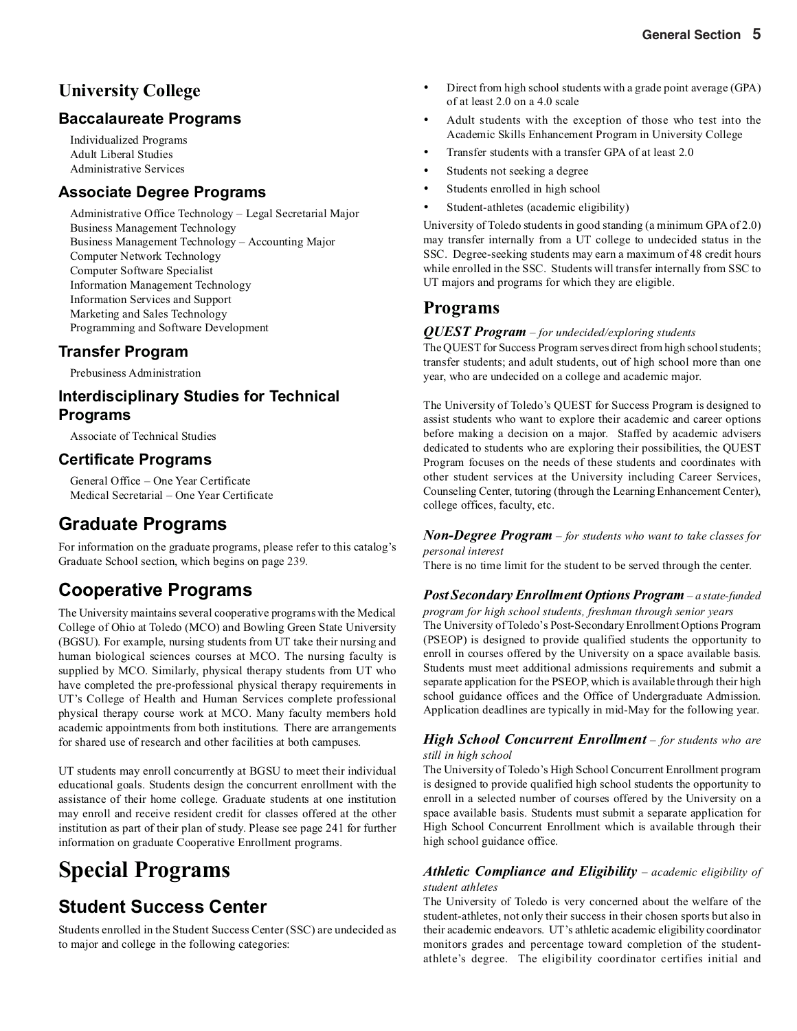## University College

### Baccalaureate Programs

Individualized Programs
Adult Liberal Studies
Administrative Services

### Associate Degree Programs

Administrative Office Technology – Legal Secretarial Major
Business Management Technology
Business Management Technology – Accounting Major
Computer Network Technology
Computer Software Specialist
Information Management Technology
Information Services and Support
Marketing and Sales Technology
Programming and Software Development

### Transfer Program

Prebusiness Administration

### Interdisciplinary Studies for Technical Programs

Associate of Technical Studies

### Certificate Programs

General Office – One Year Certificate
Medical Secretarial – One Year Certificate

## Graduate Programs

For information on the graduate programs, please refer to this catalog's Graduate School section, which begins on page 239.

## Cooperative Programs

The University maintains several cooperative programs with the Medical College of Ohio at Toledo (MCO) and Bowling Green State University (BGSU). For example, nursing students from UT take their nursing and human biological sciences courses at MCO. The nursing faculty is supplied by MCO. Similarly, physical therapy students from UT who have completed the pre-professional physical therapy requirements in UT's College of Health and Human Services complete professional physical therapy course work at MCO. Many faculty members hold academic appointments from both institutions. There are arrangements for shared use of research and other facilities at both campuses.

UT students may enroll concurrently at BGSU to meet their individual educational goals. Students design the concurrent enrollment with the assistance of their home college. Graduate students at one institution may enroll and receive resident credit for classes offered at the other institution as part of their plan of study. Please see page 241 for further information on graduate Cooperative Enrollment programs.

# Special Programs

## Student Success Center

Students enrolled in the Student Success Center (SSC) are undecided as to major and college in the following categories:

- Direct from high school students with a grade point average (GPA) of at least 2.0 on a 4.0 scale
- Adult students with the exception of those who test into the Academic Skills Enhancement Program in University College
- Transfer students with a transfer GPA of at least 2.0
- Students not seeking a degree
- Students enrolled in high school
- Student-athletes (academic eligibility)

University of Toledo students in good standing (a minimum GPA of 2.0) may transfer internally from a UT college to undecided status in the SSC. Degree-seeking students may earn a maximum of 48 credit hours while enrolled in the SSC. Students will transfer internally from SSC to UT majors and programs for which they are eligible.

## Programs

***QUEST Program*** *– for undecided/exploring students*
The QUEST for Success Program serves direct from high school students; transfer students; and adult students, out of high school more than one year, who are undecided on a college and academic major.

The University of Toledo's QUEST for Success Program is designed to assist students who want to explore their academic and career options before making a decision on a major. Staffed by academic advisers dedicated to students who are exploring their possibilities, the QUEST Program focuses on the needs of these students and coordinates with other student services at the University including Career Services, Counseling Center, tutoring (through the Learning Enhancement Center), college offices, faculty, etc.

***Non-Degree Program*** *– for students who want to take classes for personal interest*
There is no time limit for the student to be served through the center.

***Post Secondary Enrollment Options Program*** *– a state-funded program for high school students, freshman through senior years*
The University of Toledo's Post-Secondary Enrollment Options Program (PSEOP) is designed to provide qualified students the opportunity to enroll in courses offered by the University on a space available basis. Students must meet additional admissions requirements and submit a separate application for the PSEOP, which is available through their high school guidance offices and the Office of Undergraduate Admission. Application deadlines are typically in mid-May for the following year.

***High School Concurrent Enrollment*** *– for students who are still in high school*
The University of Toledo's High School Concurrent Enrollment program is designed to provide qualified high school students the opportunity to enroll in a selected number of courses offered by the University on a space available basis. Students must submit a separate application for High School Concurrent Enrollment which is available through their high school guidance office.

***Athletic Compliance and Eligibility*** *– academic eligibility of student athletes*
The University of Toledo is very concerned about the welfare of the student-athletes, not only their success in their chosen sports but also in their academic endeavors. UT's athletic academic eligibility coordinator monitors grades and percentage toward completion of the student-athlete's degree. The eligibility coordinator certifies initial and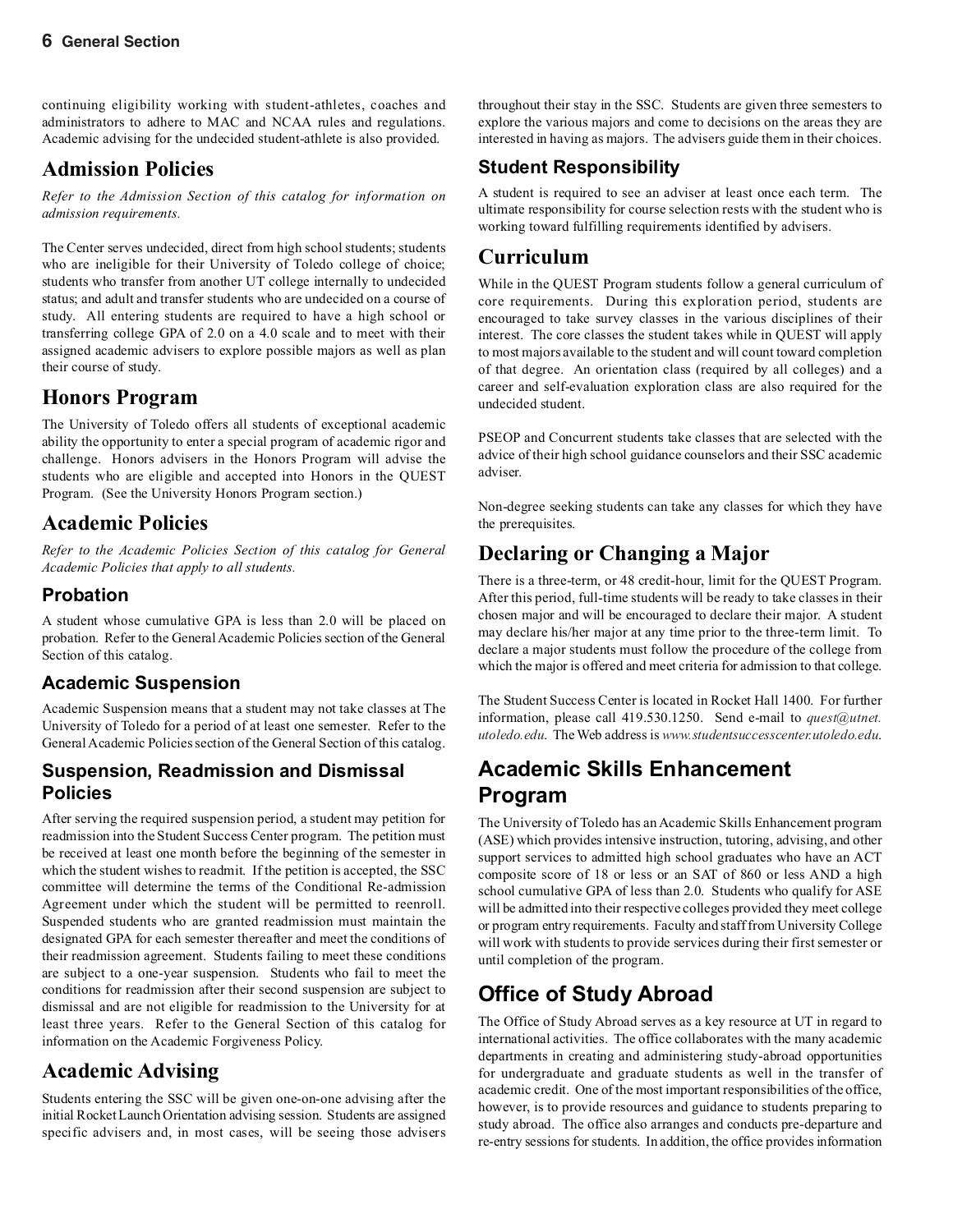continuing eligibility working with student-athletes, coaches and administrators to adhere to MAC and NCAA rules and regulations. Academic advising for the undecided student-athlete is also provided.

## Admission Policies

*Refer to the Admission Section of this catalog for information on admission requirements.*

The Center serves undecided, direct from high school students; students who are ineligible for their University of Toledo college of choice; students who transfer from another UT college internally to undecided status; and adult and transfer students who are undecided on a course of study. All entering students are required to have a high school or transferring college GPA of 2.0 on a 4.0 scale and to meet with their assigned academic advisers to explore possible majors as well as plan their course of study.

## Honors Program

The University of Toledo offers all students of exceptional academic ability the opportunity to enter a special program of academic rigor and challenge. Honors advisers in the Honors Program will advise the students who are eligible and accepted into Honors in the QUEST Program. (See the University Honors Program section.)

## Academic Policies

*Refer to the Academic Policies Section of this catalog for General Academic Policies that apply to all students.*

### Probation

A student whose cumulative GPA is less than 2.0 will be placed on probation. Refer to the General Academic Policies section of the General Section of this catalog.

### Academic Suspension

Academic Suspension means that a student may not take classes at The University of Toledo for a period of at least one semester. Refer to the General Academic Policies section of the General Section of this catalog.

### Suspension, Readmission and Dismissal Policies

After serving the required suspension period, a student may petition for readmission into the Student Success Center program. The petition must be received at least one month before the beginning of the semester in which the student wishes to readmit. If the petition is accepted, the SSC committee will determine the terms of the Conditional Re-admission Agreement under which the student will be permitted to reenroll. Suspended students who are granted readmission must maintain the designated GPA for each semester thereafter and meet the conditions of their readmission agreement. Students failing to meet these conditions are subject to a one-year suspension. Students who fail to meet the conditions for readmission after their second suspension are subject to dismissal and are not eligible for readmission to the University for at least three years. Refer to the General Section of this catalog for information on the Academic Forgiveness Policy.

## Academic Advising

Students entering the SSC will be given one-on-one advising after the initial Rocket Launch Orientation advising session. Students are assigned specific advisers and, in most cases, will be seeing those advisers throughout their stay in the SSC. Students are given three semesters to explore the various majors and come to decisions on the areas they are interested in having as majors. The advisers guide them in their choices.

### Student Responsibility

A student is required to see an adviser at least once each term. The ultimate responsibility for course selection rests with the student who is working toward fulfilling requirements identified by advisers.

## Curriculum

While in the QUEST Program students follow a general curriculum of core requirements. During this exploration period, students are encouraged to take survey classes in the various disciplines of their interest. The core classes the student takes while in QUEST will apply to most majors available to the student and will count toward completion of that degree. An orientation class (required by all colleges) and a career and self-evaluation exploration class are also required for the undecided student.

PSEOP and Concurrent students take classes that are selected with the advice of their high school guidance counselors and their SSC academic adviser.

Non-degree seeking students can take any classes for which they have the prerequisites.

## Declaring or Changing a Major

There is a three-term, or 48 credit-hour, limit for the QUEST Program. After this period, full-time students will be ready to take classes in their chosen major and will be encouraged to declare their major. A student may declare his/her major at any time prior to the three-term limit. To declare a major students must follow the procedure of the college from which the major is offered and meet criteria for admission to that college.

The Student Success Center is located in Rocket Hall 1400. For further information, please call 419.530.1250. Send e-mail to *quest@utnet.utoledo.edu*. The Web address is *www.studentsuccesscenter.utoledo.edu*.

## Academic Skills Enhancement Program

The University of Toledo has an Academic Skills Enhancement program (ASE) which provides intensive instruction, tutoring, advising, and other support services to admitted high school graduates who have an ACT composite score of 18 or less or an SAT of 860 or less AND a high school cumulative GPA of less than 2.0. Students who qualify for ASE will be admitted into their respective colleges provided they meet college or program entry requirements. Faculty and staff from University College will work with students to provide services during their first semester or until completion of the program.

## Office of Study Abroad

The Office of Study Abroad serves as a key resource at UT in regard to international activities. The office collaborates with the many academic departments in creating and administering study-abroad opportunities for undergraduate and graduate students as well in the transfer of academic credit. One of the most important responsibilities of the office, however, is to provide resources and guidance to students preparing to study abroad. The office also arranges and conducts pre-departure and re-entry sessions for students. In addition, the office provides information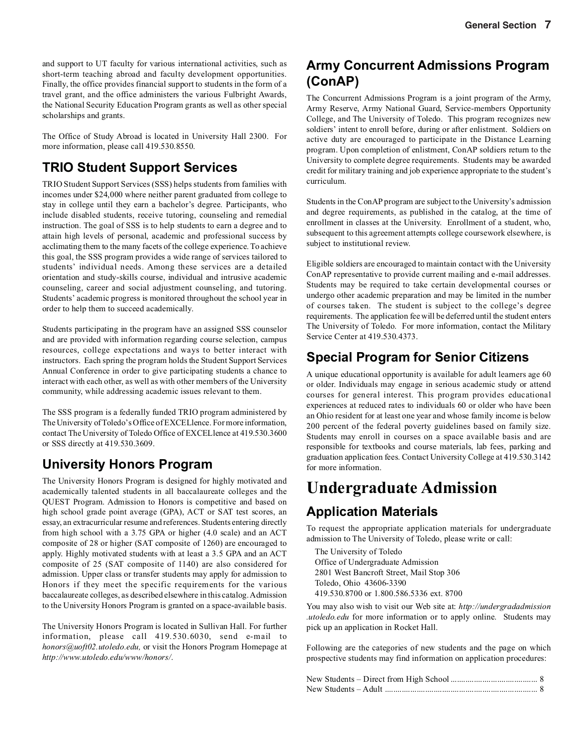and support to UT faculty for various international activities, such as short-term teaching abroad and faculty development opportunities. Finally, the office provides financial support to students in the form of a travel grant, and the office administers the various Fulbright Awards, the National Security Education Program grants as well as other special scholarships and grants.

The Office of Study Abroad is located in University Hall 2300. For more information, please call 419.530.8550.

## TRIO Student Support Services

TRIO Student Support Services (SSS) helps students from families with incomes under $24,000 where neither parent graduated from college to stay in college until they earn a bachelor's degree. Participants, who include disabled students, receive tutoring, counseling and remedial instruction. The goal of SSS is to help students to earn a degree and to attain high levels of personal, academic and professional success by acclimating them to the many facets of the college experience. To achieve this goal, the SSS program provides a wide range of services tailored to students' individual needs. Among these services are a detailed orientation and study-skills course, individual and intrusive academic counseling, career and social adjustment counseling, and tutoring. Students' academic progress is monitored throughout the school year in order to help them to succeed academically.

Students participating in the program have an assigned SSS counselor and are provided with information regarding course selection, campus resources, college expectations and ways to better interact with instructors. Each spring the program holds the Student Support Services Annual Conference in order to give participating students a chance to interact with each other, as well as with other members of the University community, while addressing academic issues relevant to them.

The SSS program is a federally funded TRIO program administered by The University of Toledo's Office of EXCELlence. For more information, contact The University of Toledo Office of EXCELlence at 419.530.3600 or SSS directly at 419.530.3609.

## University Honors Program

The University Honors Program is designed for highly motivated and academically talented students in all baccalaureate colleges and the QUEST Program. Admission to Honors is competitive and based on high school grade point average (GPA), ACT or SAT test scores, an essay, an extracurricular resume and references. Students entering directly from high school with a 3.75 GPA or higher (4.0 scale) and an ACT composite of 28 or higher (SAT composite of 1260) are encouraged to apply. Highly motivated students with at least a 3.5 GPA and an ACT composite of 25 (SAT composite of 1140) are also considered for admission. Upper class or transfer students may apply for admission to Honors if they meet the specific requirements for the various baccalaureate colleges, as described elsewhere in this catalog. Admission to the University Honors Program is granted on a space-available basis.

The University Honors Program is located in Sullivan Hall. For further information, please call 419.530.6030, send e-mail to *honors@uoft02.utoledo.edu,* or visit the Honors Program Homepage at *http://www.utoledo.edu/www/honors/*.

## Army Concurrent Admissions Program (ConAP)

The Concurrent Admissions Program is a joint program of the Army, Army Reserve, Army National Guard, Service-members Opportunity College, and The University of Toledo. This program recognizes new soldiers' intent to enroll before, during or after enlistment. Soldiers on active duty are encouraged to participate in the Distance Learning program. Upon completion of enlistment, ConAP soldiers return to the University to complete degree requirements. Students may be awarded credit for military training and job experience appropriate to the student's curriculum.

Students in the ConAP program are subject to the University's admission and degree requirements, as published in the catalog, at the time of enrollment in classes at the University. Enrollment of a student, who, subsequent to this agreement attempts college coursework elsewhere, is subject to institutional review.

Eligible soldiers are encouraged to maintain contact with the University ConAP representative to provide current mailing and e-mail addresses. Students may be required to take certain developmental courses or undergo other academic preparation and may be limited in the number of courses taken. The student is subject to the college's degree requirements. The application fee will be deferred until the student enters The University of Toledo. For more information, contact the Military Service Center at 419.530.4373.

## Special Program for Senior Citizens

A unique educational opportunity is available for adult learners age 60 or older. Individuals may engage in serious academic study or attend courses for general interest. This program provides educational experiences at reduced rates to individuals 60 or older who have been an Ohio resident for at least one year and whose family income is below 200 percent of the federal poverty guidelines based on family size. Students may enroll in courses on a space available basis and are responsible for textbooks and course materials, lab fees, parking and graduation application fees. Contact University College at 419.530.3142 for more information.

# Undergraduate Admission

## Application Materials

To request the appropriate application materials for undergraduate admission to The University of Toledo, please write or call:

The University of Toledo
Office of Undergraduate Admission
2801 West Bancroft Street, Mail Stop 306
Toledo, Ohio 43606-3390
419.530.8700 or 1.800.586.5336 ext. 8700

You may also wish to visit our Web site at: *http://undergradadmission.utoledo.edu* for more information or to apply online. Students may pick up an application in Rocket Hall.

Following are the categories of new students and the page on which prospective students may find information on application procedures:

New Students – Direct from High School ......................................... 8
New Students – Adult ....................................................................... 8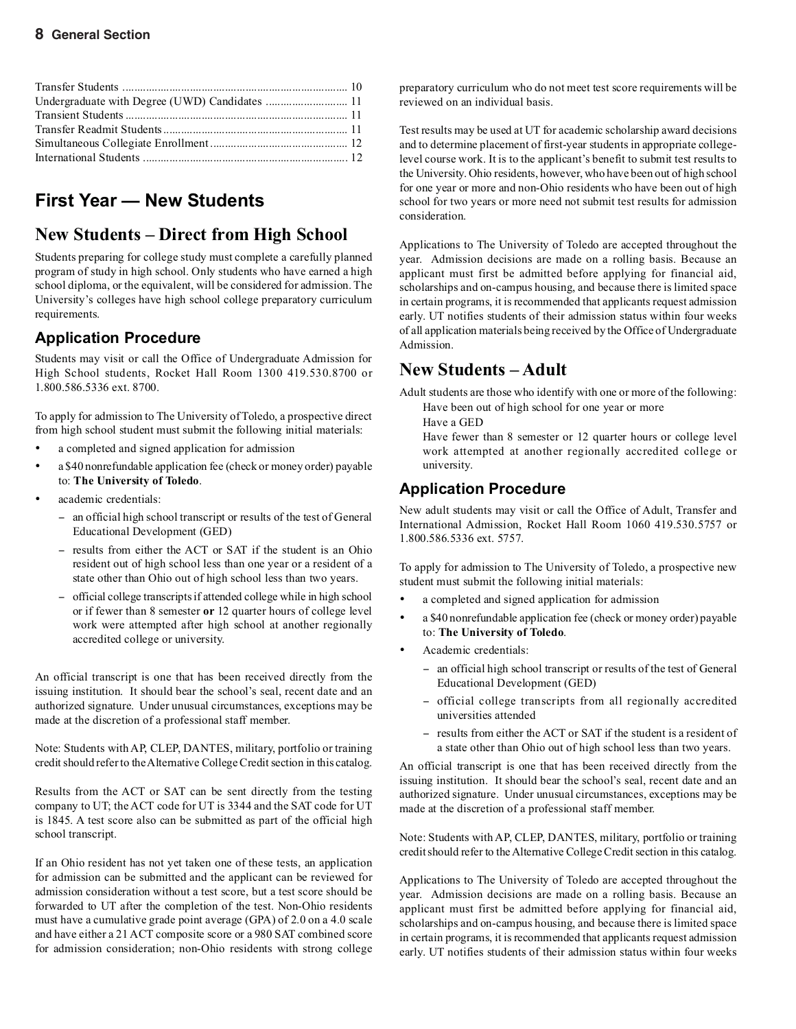| | |
|---|---|
| Transfer Students | 10 |
| Undergraduate with Degree (UWD) Candidates | 11 |
| Transient Students | 11 |
| Transfer Readmit Students | 11 |
| Simultaneous Collegiate Enrollment | 12 |
| International Students | 12 |

# First Year — New Students

## New Students – Direct from High School

Students preparing for college study must complete a carefully planned program of study in high school. Only students who have earned a high school diploma, or the equivalent, will be considered for admission. The University's colleges have high school college preparatory curriculum requirements.

### Application Procedure

Students may visit or call the Office of Undergraduate Admission for High School students, Rocket Hall Room 1300 419.530.8700 or 1.800.586.5336 ext. 8700.

To apply for admission to The University of Toledo, a prospective direct from high school student must submit the following initial materials:

- a completed and signed application for admission
- a $40 nonrefundable application fee (check or money order) payable to: **The University of Toledo**.
- academic credentials:
  - an official high school transcript or results of the test of General Educational Development (GED)
  - results from either the ACT or SAT if the student is an Ohio resident out of high school less than one year or a resident of a state other than Ohio out of high school less than two years.
  - official college transcripts if attended college while in high school or if fewer than 8 semester **or** 12 quarter hours of college level work were attempted after high school at another regionally accredited college or university.

An official transcript is one that has been received directly from the issuing institution. It should bear the school's seal, recent date and an authorized signature. Under unusual circumstances, exceptions may be made at the discretion of a professional staff member.

Note: Students with AP, CLEP, DANTES, military, portfolio or training credit should refer to the Alternative College Credit section in this catalog.

Results from the ACT or SAT can be sent directly from the testing company to UT; the ACT code for UT is 3344 and the SAT code for UT is 1845. A test score also can be submitted as part of the official high school transcript.

If an Ohio resident has not yet taken one of these tests, an application for admission can be submitted and the applicant can be reviewed for admission consideration without a test score, but a test score should be forwarded to UT after the completion of the test. Non-Ohio residents must have a cumulative grade point average (GPA) of 2.0 on a 4.0 scale and have either a 21 ACT composite score or a 980 SAT combined score for admission consideration; non-Ohio residents with strong college preparatory curriculum who do not meet test score requirements will be reviewed on an individual basis.

Test results may be used at UT for academic scholarship award decisions and to determine placement of first-year students in appropriate college-level course work. It is to the applicant's benefit to submit test results to the University. Ohio residents, however, who have been out of high school for one year or more and non-Ohio residents who have been out of high school for two years or more need not submit test results for admission consideration.

Applications to The University of Toledo are accepted throughout the year. Admission decisions are made on a rolling basis. Because an applicant must first be admitted before applying for financial aid, scholarships and on-campus housing, and because there is limited space in certain programs, it is recommended that applicants request admission early. UT notifies students of their admission status within four weeks of all application materials being received by the Office of Undergraduate Admission.

## New Students – Adult

Adult students are those who identify with one or more of the following:

Have been out of high school for one year or more

Have a GED

Have fewer than 8 semester or 12 quarter hours or college level work attempted at another regionally accredited college or university.

### Application Procedure

New adult students may visit or call the Office of Adult, Transfer and International Admission, Rocket Hall Room 1060 419.530.5757 or 1.800.586.5336 ext. 5757.

To apply for admission to The University of Toledo, a prospective new student must submit the following initial materials:

- a completed and signed application for admission
- a $40 nonrefundable application fee (check or money order) payable to: **The University of Toledo**.
- Academic credentials:
  - an official high school transcript or results of the test of General Educational Development (GED)
  - official college transcripts from all regionally accredited universities attended
  - results from either the ACT or SAT if the student is a resident of a state other than Ohio out of high school less than two years.

An official transcript is one that has been received directly from the issuing institution. It should bear the school's seal, recent date and an authorized signature. Under unusual circumstances, exceptions may be made at the discretion of a professional staff member.

Note: Students with AP, CLEP, DANTES, military, portfolio or training credit should refer to the Alternative College Credit section in this catalog.

Applications to The University of Toledo are accepted throughout the year. Admission decisions are made on a rolling basis. Because an applicant must first be admitted before applying for financial aid, scholarships and on-campus housing, and because there is limited space in certain programs, it is recommended that applicants request admission early. UT notifies students of their admission status within four weeks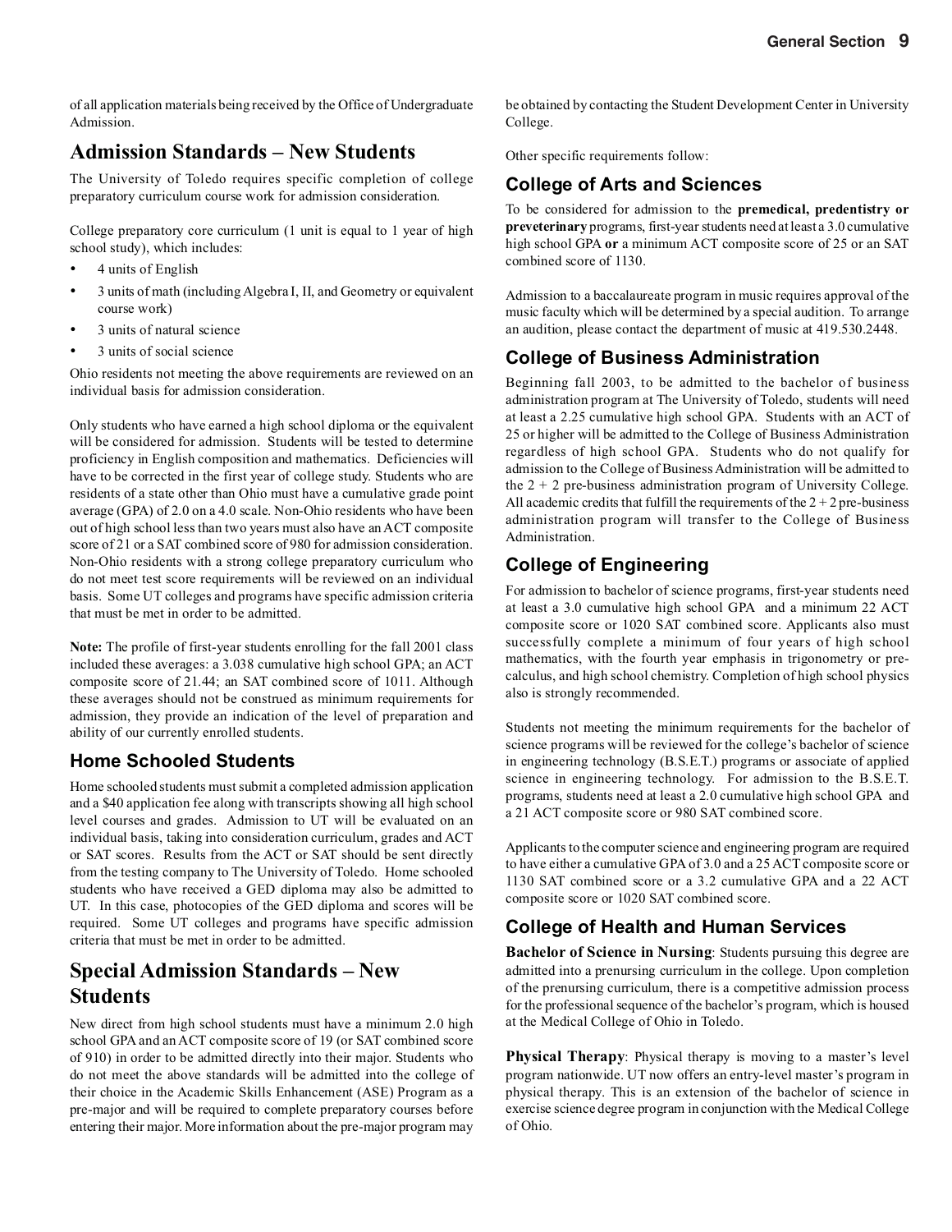of all application materials being received by the Office of Undergraduate Admission.

## Admission Standards – New Students

The University of Toledo requires specific completion of college preparatory curriculum course work for admission consideration.

College preparatory core curriculum (1 unit is equal to 1 year of high school study), which includes:

- 4 units of English
- 3 units of math (including Algebra I, II, and Geometry or equivalent course work)
- 3 units of natural science
- 3 units of social science

Ohio residents not meeting the above requirements are reviewed on an individual basis for admission consideration.

Only students who have earned a high school diploma or the equivalent will be considered for admission. Students will be tested to determine proficiency in English composition and mathematics. Deficiencies will have to be corrected in the first year of college study. Students who are residents of a state other than Ohio must have a cumulative grade point average (GPA) of 2.0 on a 4.0 scale. Non-Ohio residents who have been out of high school less than two years must also have an ACT composite score of 21 or a SAT combined score of 980 for admission consideration. Non-Ohio residents with a strong college preparatory curriculum who do not meet test score requirements will be reviewed on an individual basis. Some UT colleges and programs have specific admission criteria that must be met in order to be admitted.

**Note:** The profile of first-year students enrolling for the fall 2001 class included these averages: a 3.038 cumulative high school GPA; an ACT composite score of 21.44; an SAT combined score of 1011. Although these averages should not be construed as minimum requirements for admission, they provide an indication of the level of preparation and ability of our currently enrolled students.

### Home Schooled Students

Home schooled students must submit a completed admission application and a $40 application fee along with transcripts showing all high school level courses and grades. Admission to UT will be evaluated on an individual basis, taking into consideration curriculum, grades and ACT or SAT scores. Results from the ACT or SAT should be sent directly from the testing company to The University of Toledo. Home schooled students who have received a GED diploma may also be admitted to UT. In this case, photocopies of the GED diploma and scores will be required. Some UT colleges and programs have specific admission criteria that must be met in order to be admitted.

## Special Admission Standards – New Students

New direct from high school students must have a minimum 2.0 high school GPA and an ACT composite score of 19 (or SAT combined score of 910) in order to be admitted directly into their major. Students who do not meet the above standards will be admitted into the college of their choice in the Academic Skills Enhancement (ASE) Program as a pre-major and will be required to complete preparatory courses before entering their major. More information about the pre-major program may be obtained by contacting the Student Development Center in University College.

Other specific requirements follow:

### College of Arts and Sciences

To be considered for admission to the **premedical, predentistry or preveterinary** programs, first-year students need at least a 3.0 cumulative high school GPA **or** a minimum ACT composite score of 25 or an SAT combined score of 1130.

Admission to a baccalaureate program in music requires approval of the music faculty which will be determined by a special audition. To arrange an audition, please contact the department of music at 419.530.2448.

### College of Business Administration

Beginning fall 2003, to be admitted to the bachelor of business administration program at The University of Toledo, students will need at least a 2.25 cumulative high school GPA. Students with an ACT of 25 or higher will be admitted to the College of Business Administration regardless of high school GPA. Students who do not qualify for admission to the College of Business Administration will be admitted to the 2 + 2 pre-business administration program of University College. All academic credits that fulfill the requirements of the 2 + 2 pre-business administration program will transfer to the College of Business Administration.

### College of Engineering

For admission to bachelor of science programs, first-year students need at least a 3.0 cumulative high school GPA and a minimum 22 ACT composite score or 1020 SAT combined score. Applicants also must successfully complete a minimum of four years of high school mathematics, with the fourth year emphasis in trigonometry or pre-calculus, and high school chemistry. Completion of high school physics also is strongly recommended.

Students not meeting the minimum requirements for the bachelor of science programs will be reviewed for the college's bachelor of science in engineering technology (B.S.E.T.) programs or associate of applied science in engineering technology. For admission to the B.S.E.T. programs, students need at least a 2.0 cumulative high school GPA and a 21 ACT composite score or 980 SAT combined score.

Applicants to the computer science and engineering program are required to have either a cumulative GPA of 3.0 and a 25 ACT composite score or 1130 SAT combined score or a 3.2 cumulative GPA and a 22 ACT composite score or 1020 SAT combined score.

### College of Health and Human Services

**Bachelor of Science in Nursing**: Students pursuing this degree are admitted into a prenursing curriculum in the college. Upon completion of the prenursing curriculum, there is a competitive admission process for the professional sequence of the bachelor's program, which is housed at the Medical College of Ohio in Toledo.

**Physical Therapy**: Physical therapy is moving to a master's level program nationwide. UT now offers an entry-level master's program in physical therapy. This is an extension of the bachelor of science in exercise science degree program in conjunction with the Medical College of Ohio.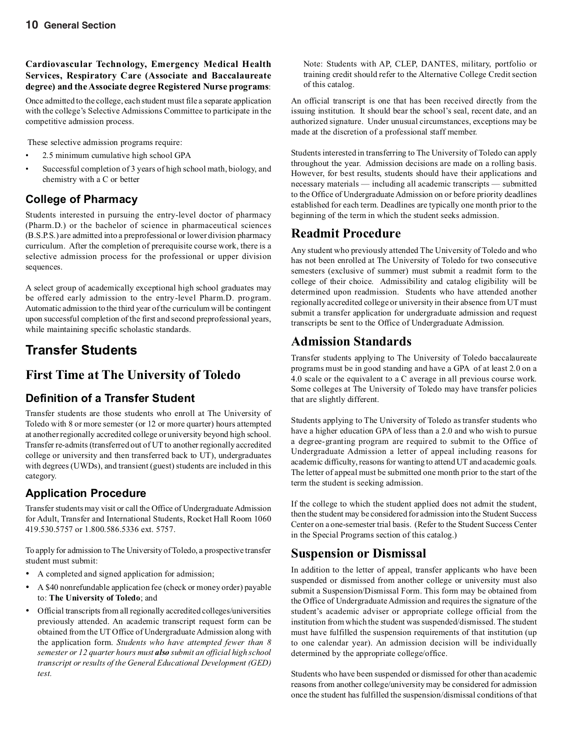**Cardiovascular Technology, Emergency Medical Health Services, Respiratory Care (Associate and Baccalaureate degree) and the Associate degree Registered Nurse programs**:

Once admitted to the college, each student must file a separate application with the college's Selective Admissions Committee to participate in the competitive admission process.

These selective admission programs require:

- 2.5 minimum cumulative high school GPA
- Successful completion of 3 years of high school math, biology, and chemistry with a C or better

### College of Pharmacy

Students interested in pursuing the entry-level doctor of pharmacy (Pharm.D.) or the bachelor of science in pharmaceutical sciences (B.S.P.S.) are admitted into a preprofessional or lower division pharmacy curriculum. After the completion of prerequisite course work, there is a selective admission process for the professional or upper division sequences.

A select group of academically exceptional high school graduates may be offered early admission to the entry-level Pharm.D. program. Automatic admission to the third year of the curriculum will be contingent upon successful completion of the first and second preprofessional years, while maintaining specific scholastic standards.

## Transfer Students

## First Time at The University of Toledo

### Definition of a Transfer Student

Transfer students are those students who enroll at The University of Toledo with 8 or more semester (or 12 or more quarter) hours attempted at another regionally accredited college or university beyond high school. Transfer re-admits (transferred out of UT to another regionally accredited college or university and then transferred back to UT), undergraduates with degrees (UWDs), and transient (guest) students are included in this category.

### Application Procedure

Transfer students may visit or call the Office of Undergraduate Admission for Adult, Transfer and International Students, Rocket Hall Room 1060 419.530.5757 or 1.800.586.5336 ext. 5757.

To apply for admission to The University of Toledo, a prospective transfer student must submit:

- A completed and signed application for admission;
- A $40 nonrefundable application fee (check or money order) payable to: **The University of Toledo**; and
- Official transcripts from all regionally accredited colleges/universities previously attended. An academic transcript request form can be obtained from the UT Office of Undergraduate Admission along with the application form. *Students who have attempted fewer than 8 semester or 12 quarter hours must **also** submit an official high school transcript or results of the General Educational Development (GED) test.*

Note: Students with AP, CLEP, DANTES, military, portfolio or training credit should refer to the Alternative College Credit section of this catalog.

An official transcript is one that has been received directly from the issuing institution. It should bear the school's seal, recent date, and an authorized signature. Under unusual circumstances, exceptions may be made at the discretion of a professional staff member.

Students interested in transferring to The University of Toledo can apply throughout the year. Admission decisions are made on a rolling basis. However, for best results, students should have their applications and necessary materials — including all academic transcripts — submitted to the Office of Undergraduate Admission on or before priority deadlines established for each term. Deadlines are typically one month prior to the beginning of the term in which the student seeks admission.

## Readmit Procedure

Any student who previously attended The University of Toledo and who has not been enrolled at The University of Toledo for two consecutive semesters (exclusive of summer) must submit a readmit form to the college of their choice. Admissibility and catalog eligibility will be determined upon readmission. Students who have attended another regionally accredited college or university in their absence from UT must submit a transfer application for undergraduate admission and request transcripts be sent to the Office of Undergraduate Admission.

## Admission Standards

Transfer students applying to The University of Toledo baccalaureate programs must be in good standing and have a GPA of at least 2.0 on a 4.0 scale or the equivalent to a C average in all previous course work. Some colleges at The University of Toledo may have transfer policies that are slightly different.

Students applying to The University of Toledo as transfer students who have a higher education GPA of less than a 2.0 and who wish to pursue a degree-granting program are required to submit to the Office of Undergraduate Admission a letter of appeal including reasons for academic difficulty, reasons for wanting to attend UT and academic goals. The letter of appeal must be submitted one month prior to the start of the term the student is seeking admission.

If the college to which the student applied does not admit the student, then the student may be considered for admission into the Student Success Center on a one-semester trial basis. (Refer to the Student Success Center in the Special Programs section of this catalog.)

## Suspension or Dismissal

In addition to the letter of appeal, transfer applicants who have been suspended or dismissed from another college or university must also submit a Suspension/Dismissal Form. This form may be obtained from the Office of Undergraduate Admission and requires the signature of the student's academic adviser or appropriate college official from the institution from which the student was suspended/dismissed. The student must have fulfilled the suspension requirements of that institution (up to one calendar year). An admission decision will be individually determined by the appropriate college/office.

Students who have been suspended or dismissed for other than academic reasons from another college/university may be considered for admission once the student has fulfilled the suspension/dismissal conditions of that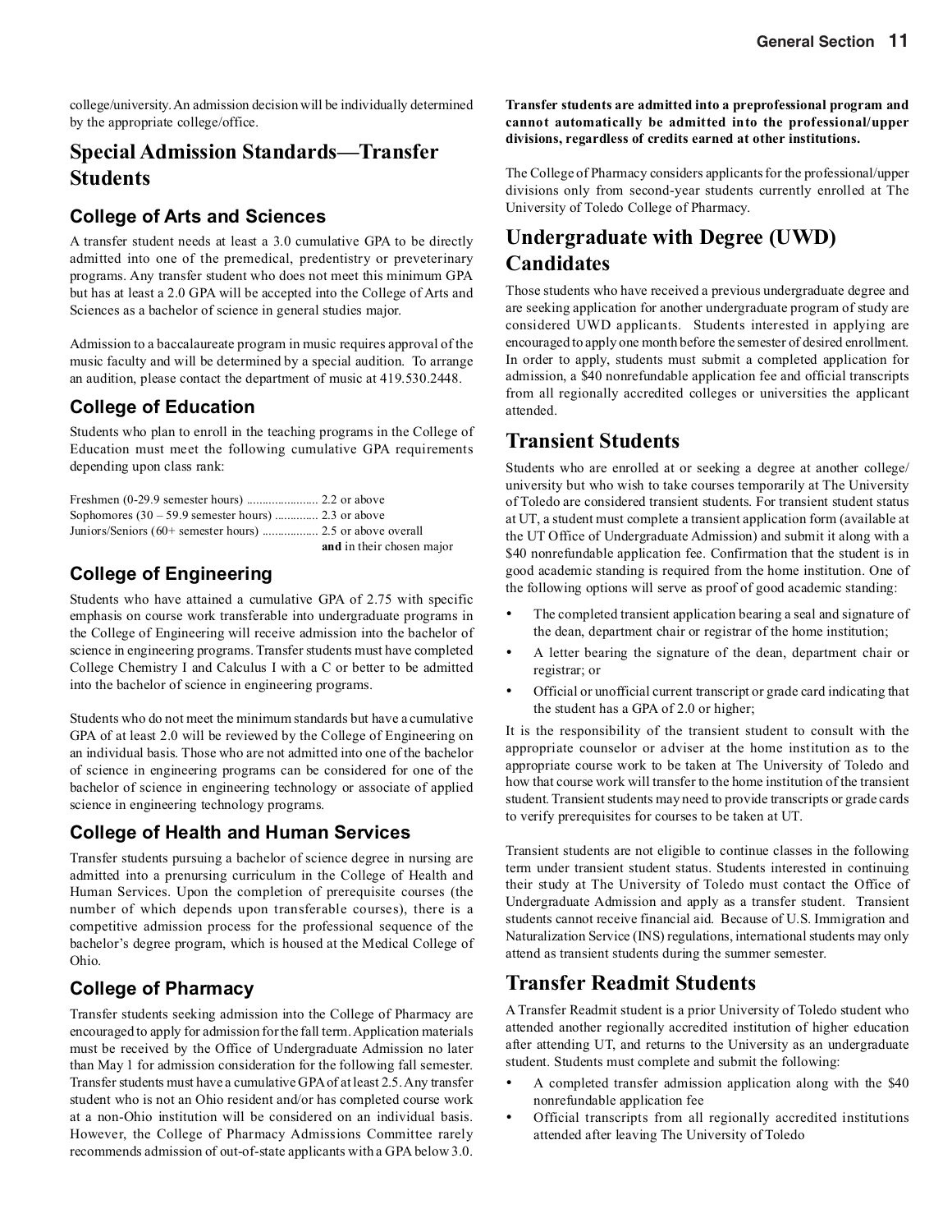college/university. An admission decision will be individually determined by the appropriate college/office.

## Special Admission Standards—Transfer Students

### College of Arts and Sciences

A transfer student needs at least a 3.0 cumulative GPA to be directly admitted into one of the premedical, predentistry or preveterinary programs. Any transfer student who does not meet this minimum GPA but has at least a 2.0 GPA will be accepted into the College of Arts and Sciences as a bachelor of science in general studies major.

Admission to a baccalaureate program in music requires approval of the music faculty and will be determined by a special audition. To arrange an audition, please contact the department of music at 419.530.2448.

### College of Education

Students who plan to enroll in the teaching programs in the College of Education must meet the following cumulative GPA requirements depending upon class rank:

Freshmen (0-29.9 semester hours) ...................... 2.2 or above
Sophomores (30 – 59.9 semester hours) ............. 2.3 or above
Juniors/Seniors (60+ semester hours) ................. 2.5 or above overall **and** in their chosen major

### College of Engineering

Students who have attained a cumulative GPA of 2.75 with specific emphasis on course work transferable into undergraduate programs in the College of Engineering will receive admission into the bachelor of science in engineering programs. Transfer students must have completed College Chemistry I and Calculus I with a C or better to be admitted into the bachelor of science in engineering programs.

Students who do not meet the minimum standards but have a cumulative GPA of at least 2.0 will be reviewed by the College of Engineering on an individual basis. Those who are not admitted into one of the bachelor of science in engineering programs can be considered for one of the bachelor of science in engineering technology or associate of applied science in engineering technology programs.

### College of Health and Human Services

Transfer students pursuing a bachelor of science degree in nursing are admitted into a prenursing curriculum in the College of Health and Human Services. Upon the completion of prerequisite courses (the number of which depends upon transferable courses), there is a competitive admission process for the professional sequence of the bachelor's degree program, which is housed at the Medical College of Ohio.

### College of Pharmacy

Transfer students seeking admission into the College of Pharmacy are encouraged to apply for admission for the fall term. Application materials must be received by the Office of Undergraduate Admission no later than May 1 for admission consideration for the following fall semester. Transfer students must have a cumulative GPA of at least 2.5. Any transfer student who is not an Ohio resident and/or has completed course work at a non-Ohio institution will be considered on an individual basis. However, the College of Pharmacy Admissions Committee rarely recommends admission of out-of-state applicants with a GPA below 3.0.

**Transfer students are admitted into a preprofessional program and cannot automatically be admitted into the professional/upper divisions, regardless of credits earned at other institutions.**

The College of Pharmacy considers applicants for the professional/upper divisions only from second-year students currently enrolled at The University of Toledo College of Pharmacy.

## Undergraduate with Degree (UWD) Candidates

Those students who have received a previous undergraduate degree and are seeking application for another undergraduate program of study are considered UWD applicants. Students interested in applying are encouraged to apply one month before the semester of desired enrollment. In order to apply, students must submit a completed application for admission, a $40 nonrefundable application fee and official transcripts from all regionally accredited colleges or universities the applicant attended.

## Transient Students

Students who are enrolled at or seeking a degree at another college/university but who wish to take courses temporarily at The University of Toledo are considered transient students. For transient student status at UT, a student must complete a transient application form (available at the UT Office of Undergraduate Admission) and submit it along with a $40 nonrefundable application fee. Confirmation that the student is in good academic standing is required from the home institution. One of the following options will serve as proof of good academic standing:

- The completed transient application bearing a seal and signature of the dean, department chair or registrar of the home institution;
- A letter bearing the signature of the dean, department chair or registrar; or
- Official or unofficial current transcript or grade card indicating that the student has a GPA of 2.0 or higher;

It is the responsibility of the transient student to consult with the appropriate counselor or adviser at the home institution as to the appropriate course work to be taken at The University of Toledo and how that course work will transfer to the home institution of the transient student. Transient students may need to provide transcripts or grade cards to verify prerequisites for courses to be taken at UT.

Transient students are not eligible to continue classes in the following term under transient student status. Students interested in continuing their study at The University of Toledo must contact the Office of Undergraduate Admission and apply as a transfer student. Transient students cannot receive financial aid. Because of U.S. Immigration and Naturalization Service (INS) regulations, international students may only attend as transient students during the summer semester.

## Transfer Readmit Students

A Transfer Readmit student is a prior University of Toledo student who attended another regionally accredited institution of higher education after attending UT, and returns to the University as an undergraduate student. Students must complete and submit the following:

- A completed transfer admission application along with the $40 nonrefundable application fee
- Official transcripts from all regionally accredited institutions attended after leaving The University of Toledo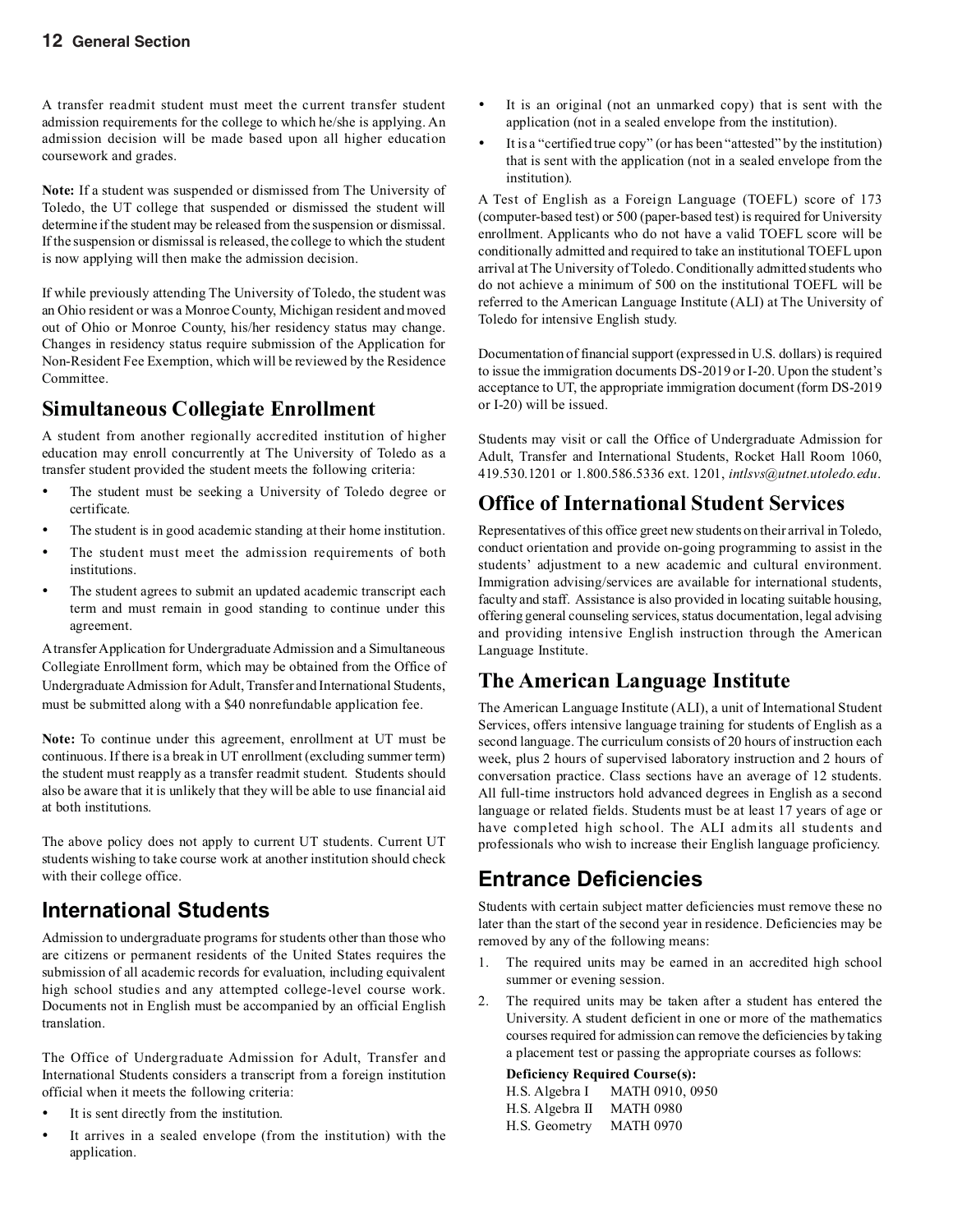A transfer readmit student must meet the current transfer student admission requirements for the college to which he/she is applying. An admission decision will be made based upon all higher education coursework and grades.

**Note:** If a student was suspended or dismissed from The University of Toledo, the UT college that suspended or dismissed the student will determine if the student may be released from the suspension or dismissal. If the suspension or dismissal is released, the college to which the student is now applying will then make the admission decision.

If while previously attending The University of Toledo, the student was an Ohio resident or was a Monroe County, Michigan resident and moved out of Ohio or Monroe County, his/her residency status may change. Changes in residency status require submission of the Application for Non-Resident Fee Exemption, which will be reviewed by the Residence Committee.

## Simultaneous Collegiate Enrollment

A student from another regionally accredited institution of higher education may enroll concurrently at The University of Toledo as a transfer student provided the student meets the following criteria:

- The student must be seeking a University of Toledo degree or certificate.
- The student is in good academic standing at their home institution.
- The student must meet the admission requirements of both institutions.
- The student agrees to submit an updated academic transcript each term and must remain in good standing to continue under this agreement.

A transfer Application for Undergraduate Admission and a Simultaneous Collegiate Enrollment form, which may be obtained from the Office of Undergraduate Admission for Adult, Transfer and International Students, must be submitted along with a $40 nonrefundable application fee.

**Note:** To continue under this agreement, enrollment at UT must be continuous. If there is a break in UT enrollment (excluding summer term) the student must reapply as a transfer readmit student. Students should also be aware that it is unlikely that they will be able to use financial aid at both institutions.

The above policy does not apply to current UT students. Current UT students wishing to take course work at another institution should check with their college office.

## International Students

Admission to undergraduate programs for students other than those who are citizens or permanent residents of the United States requires the submission of all academic records for evaluation, including equivalent high school studies and any attempted college-level course work. Documents not in English must be accompanied by an official English translation.

The Office of Undergraduate Admission for Adult, Transfer and International Students considers a transcript from a foreign institution official when it meets the following criteria:

- It is sent directly from the institution.
- It arrives in a sealed envelope (from the institution) with the application.
- It is an original (not an unmarked copy) that is sent with the application (not in a sealed envelope from the institution).
- It is a "certified true copy" (or has been "attested" by the institution) that is sent with the application (not in a sealed envelope from the institution).

A Test of English as a Foreign Language (TOEFL) score of 173 (computer-based test) or 500 (paper-based test) is required for University enrollment. Applicants who do not have a valid TOEFL score will be conditionally admitted and required to take an institutional TOEFL upon arrival at The University of Toledo. Conditionally admitted students who do not achieve a minimum of 500 on the institutional TOEFL will be referred to the American Language Institute (ALI) at The University of Toledo for intensive English study.

Documentation of financial support (expressed in U.S. dollars) is required to issue the immigration documents DS-2019 or I-20. Upon the student's acceptance to UT, the appropriate immigration document (form DS-2019 or I-20) will be issued.

Students may visit or call the Office of Undergraduate Admission for Adult, Transfer and International Students, Rocket Hall Room 1060, 419.530.1201 or 1.800.586.5336 ext. 1201, *intlsvs@utnet.utoledo.edu*.

## Office of International Student Services

Representatives of this office greet new students on their arrival in Toledo, conduct orientation and provide on-going programming to assist in the students' adjustment to a new academic and cultural environment. Immigration advising/services are available for international students, faculty and staff. Assistance is also provided in locating suitable housing, offering general counseling services, status documentation, legal advising and providing intensive English instruction through the American Language Institute.

## The American Language Institute

The American Language Institute (ALI), a unit of International Student Services, offers intensive language training for students of English as a second language. The curriculum consists of 20 hours of instruction each week, plus 2 hours of supervised laboratory instruction and 2 hours of conversation practice. Class sections have an average of 12 students. All full-time instructors hold advanced degrees in English as a second language or related fields. Students must be at least 17 years of age or have completed high school. The ALI admits all students and professionals who wish to increase their English language proficiency.

## Entrance Deficiencies

Students with certain subject matter deficiencies must remove these no later than the start of the second year in residence. Deficiencies may be removed by any of the following means:

1. The required units may be earned in an accredited high school summer or evening session.
2. The required units may be taken after a student has entered the University. A student deficient in one or more of the mathematics courses required for admission can remove the deficiencies by taking a placement test or passing the appropriate courses as follows:

| **Deficiency** | **Required Course(s):** |
|---|---|
| H.S. Algebra I | MATH 0910, 0950 |
| H.S. Algebra II | MATH 0980 |
| H.S. Geometry | MATH 0970 |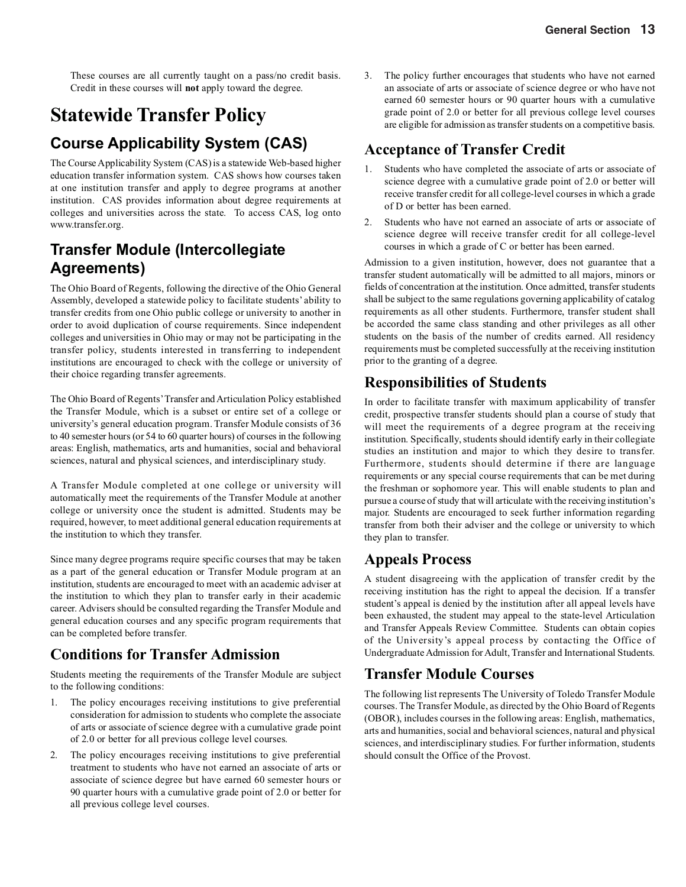These courses are all currently taught on a pass/no credit basis. Credit in these courses will **not** apply toward the degree.

# Statewide Transfer Policy

## Course Applicability System (CAS)

The Course Applicability System (CAS) is a statewide Web-based higher education transfer information system. CAS shows how courses taken at one institution transfer and apply to degree programs at another institution. CAS provides information about degree requirements at colleges and universities across the state. To access CAS, log onto www.transfer.org.

## Transfer Module (Intercollegiate Agreements)

The Ohio Board of Regents, following the directive of the Ohio General Assembly, developed a statewide policy to facilitate students' ability to transfer credits from one Ohio public college or university to another in order to avoid duplication of course requirements. Since independent colleges and universities in Ohio may or may not be participating in the transfer policy, students interested in transferring to independent institutions are encouraged to check with the college or university of their choice regarding transfer agreements.

The Ohio Board of Regents' Transfer and Articulation Policy established the Transfer Module, which is a subset or entire set of a college or university's general education program. Transfer Module consists of 36 to 40 semester hours (or 54 to 60 quarter hours) of courses in the following areas: English, mathematics, arts and humanities, social and behavioral sciences, natural and physical sciences, and interdisciplinary study.

A Transfer Module completed at one college or university will automatically meet the requirements of the Transfer Module at another college or university once the student is admitted. Students may be required, however, to meet additional general education requirements at the institution to which they transfer.

Since many degree programs require specific courses that may be taken as a part of the general education or Transfer Module program at an institution, students are encouraged to meet with an academic adviser at the institution to which they plan to transfer early in their academic career. Advisers should be consulted regarding the Transfer Module and general education courses and any specific program requirements that can be completed before transfer.

## Conditions for Transfer Admission

Students meeting the requirements of the Transfer Module are subject to the following conditions:

1. The policy encourages receiving institutions to give preferential consideration for admission to students who complete the associate of arts or associate of science degree with a cumulative grade point of 2.0 or better for all previous college level courses.
2. The policy encourages receiving institutions to give preferential treatment to students who have not earned an associate of arts or associate of science degree but have earned 60 semester hours or 90 quarter hours with a cumulative grade point of 2.0 or better for all previous college level courses.
3. The policy further encourages that students who have not earned an associate of arts or associate of science degree or who have not earned 60 semester hours or 90 quarter hours with a cumulative grade point of 2.0 or better for all previous college level courses are eligible for admission as transfer students on a competitive basis.

## Acceptance of Transfer Credit

1. Students who have completed the associate of arts or associate of science degree with a cumulative grade point of 2.0 or better will receive transfer credit for all college-level courses in which a grade of D or better has been earned.
2. Students who have not earned an associate of arts or associate of science degree will receive transfer credit for all college-level courses in which a grade of C or better has been earned.

Admission to a given institution, however, does not guarantee that a transfer student automatically will be admitted to all majors, minors or fields of concentration at the institution. Once admitted, transfer students shall be subject to the same regulations governing applicability of catalog requirements as all other students. Furthermore, transfer student shall be accorded the same class standing and other privileges as all other students on the basis of the number of credits earned. All residency requirements must be completed successfully at the receiving institution prior to the granting of a degree.

## Responsibilities of Students

In order to facilitate transfer with maximum applicability of transfer credit, prospective transfer students should plan a course of study that will meet the requirements of a degree program at the receiving institution. Specifically, students should identify early in their collegiate studies an institution and major to which they desire to transfer. Furthermore, students should determine if there are language requirements or any special course requirements that can be met during the freshman or sophomore year. This will enable students to plan and pursue a course of study that will articulate with the receiving institution's major. Students are encouraged to seek further information regarding transfer from both their adviser and the college or university to which they plan to transfer.

## Appeals Process

A student disagreeing with the application of transfer credit by the receiving institution has the right to appeal the decision. If a transfer student's appeal is denied by the institution after all appeal levels have been exhausted, the student may appeal to the state-level Articulation and Transfer Appeals Review Committee. Students can obtain copies of the University's appeal process by contacting the Office of Undergraduate Admission for Adult, Transfer and International Students.

## Transfer Module Courses

The following list represents The University of Toledo Transfer Module courses. The Transfer Module, as directed by the Ohio Board of Regents (OBOR), includes courses in the following areas: English, mathematics, arts and humanities, social and behavioral sciences, natural and physical sciences, and interdisciplinary studies. For further information, students should consult the Office of the Provost.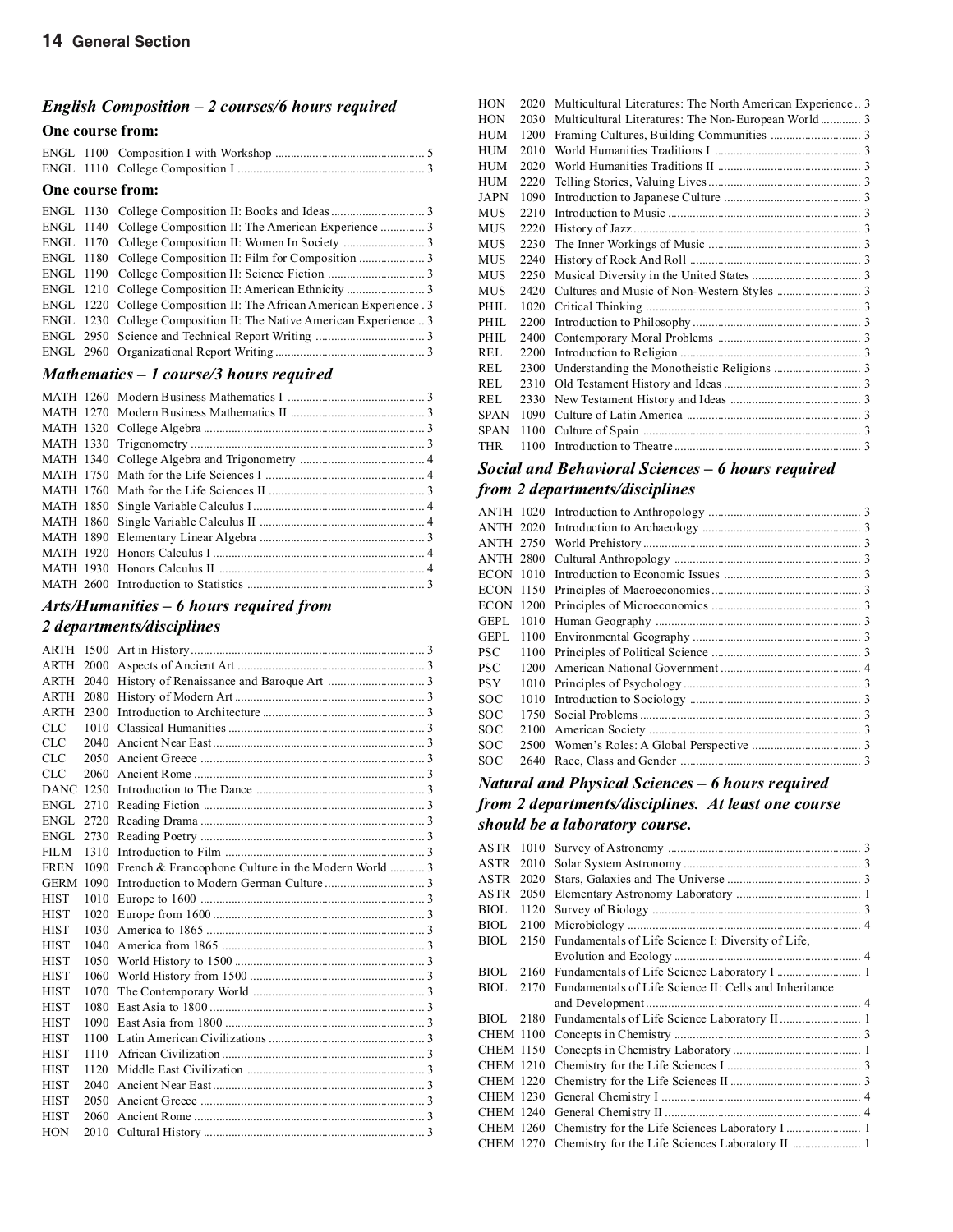## English Composition – 2 courses/6 hours required

**One course from:**

| | | | |
|---|---|---|---|
| ENGL | 1100 | Composition I with Workshop | 5 |
| ENGL | 1110 | College Composition I | 3 |

**One course from:**

| | | | |
|---|---|---|---|
| ENGL | 1130 | College Composition II: Books and Ideas | 3 |
| ENGL | 1140 | College Composition II: The American Experience | 3 |
| ENGL | 1170 | College Composition II: Women In Society | 3 |
| ENGL | 1180 | College Composition II: Film for Composition | 3 |
| ENGL | 1190 | College Composition II: Science Fiction | 3 |
| ENGL | 1210 | College Composition II: American Ethnicity | 3 |
| ENGL | 1220 | College Composition II: The African American Experience | 3 |
| ENGL | 1230 | College Composition II: The Native American Experience | 3 |
| ENGL | 2950 | Science and Technical Report Writing | 3 |
| ENGL | 2960 | Organizational Report Writing | 3 |

## Mathematics – 1 course/3 hours required

| | | | |
|---|---|---|---|
| MATH | 1260 | Modern Business Mathematics I | 3 |
| MATH | 1270 | Modern Business Mathematics II | 3 |
| MATH | 1320 | College Algebra | 3 |
| MATH | 1330 | Trigonometry | 3 |
| MATH | 1340 | College Algebra and Trigonometry | 4 |
| MATH | 1750 | Math for the Life Sciences I | 4 |
| MATH | 1760 | Math for the Life Sciences II | 3 |
| MATH | 1850 | Single Variable Calculus I | 4 |
| MATH | 1860 | Single Variable Calculus II | 4 |
| MATH | 1890 | Elementary Linear Algebra | 3 |
| MATH | 1920 | Honors Calculus I | 4 |
| MATH | 1930 | Honors Calculus II | 4 |
| MATH | 2600 | Introduction to Statistics | 3 |

## Arts/Humanities – 6 hours required from 2 departments/disciplines

| | | | |
|---|---|---|---|
| ARTH | 1500 | Art in History | 3 |
| ARTH | 2000 | Aspects of Ancient Art | 3 |
| ARTH | 2040 | History of Renaissance and Baroque Art | 3 |
| ARTH | 2080 | History of Modern Art | 3 |
| ARTH | 2300 | Introduction to Architecture | 3 |
| CLC | 1010 | Classical Humanities | 3 |
| CLC | 2040 | Ancient Near East | 3 |
| CLC | 2050 | Ancient Greece | 3 |
| CLC | 2060 | Ancient Rome | 3 |
| DANC | 1250 | Introduction to The Dance | 3 |
| ENGL | 2710 | Reading Fiction | 3 |
| ENGL | 2720 | Reading Drama | 3 |
| ENGL | 2730 | Reading Poetry | 3 |
| FILM | 1310 | Introduction to Film | 3 |
| FREN | 1090 | French & Francophone Culture in the Modern World | 3 |
| GERM | 1090 | Introduction to Modern German Culture | 3 |
| HIST | 1010 | Europe to 1600 | 3 |
| HIST | 1020 | Europe from 1600 | 3 |
| HIST | 1030 | America to 1865 | 3 |
| HIST | 1040 | America from 1865 | 3 |
| HIST | 1050 | World History to 1500 | 3 |
| HIST | 1060 | World History from 1500 | 3 |
| HIST | 1070 | The Contemporary World | 3 |
| HIST | 1080 | East Asia to 1800 | 3 |
| HIST | 1090 | East Asia from 1800 | 3 |
| HIST | 1100 | Latin American Civilizations | 3 |
| HIST | 1110 | African Civilization | 3 |
| HIST | 1120 | Middle East Civilization | 3 |
| HIST | 2040 | Ancient Near East | 3 |
| HIST | 2050 | Ancient Greece | 3 |
| HIST | 2060 | Ancient Rome | 3 |
| HON | 2010 | Cultural History | 3 |
| HON | 2020 | Multicultural Literatures: The North American Experience | 3 |
| HON | 2030 | Multicultural Literatures: The Non-European World | 3 |
| HUM | 1200 | Framing Cultures, Building Communities | 3 |
| HUM | 2010 | World Humanities Traditions I | 3 |
| HUM | 2020 | World Humanities Traditions II | 3 |
| HUM | 2220 | Telling Stories, Valuing Lives | 3 |
| JAPN | 1090 | Introduction to Japanese Culture | 3 |
| MUS | 2210 | Introduction to Music | 3 |
| MUS | 2220 | History of Jazz | 3 |
| MUS | 2230 | The Inner Workings of Music | 3 |
| MUS | 2240 | History of Rock And Roll | 3 |
| MUS | 2250 | Musical Diversity in the United States | 3 |
| MUS | 2420 | Cultures and Music of Non-Western Styles | 3 |
| PHIL | 1020 | Critical Thinking | 3 |
| PHIL | 2200 | Introduction to Philosophy | 3 |
| PHIL | 2400 | Contemporary Moral Problems | 3 |
| REL | 2200 | Introduction to Religion | 3 |
| REL | 2300 | Understanding the Monotheistic Religions | 3 |
| REL | 2310 | Old Testament History and Ideas | 3 |
| REL | 2330 | New Testament History and Ideas | 3 |
| SPAN | 1090 | Culture of Latin America | 3 |
| SPAN | 1100 | Culture of Spain | 3 |
| THR | 1100 | Introduction to Theatre | 3 |

## Social and Behavioral Sciences – 6 hours required from 2 departments/disciplines

| | | | |
|---|---|---|---|
| ANTH | 1020 | Introduction to Anthropology | 3 |
| ANTH | 2020 | Introduction to Archaeology | 3 |
| ANTH | 2750 | World Prehistory | 3 |
| ANTH | 2800 | Cultural Anthropology | 3 |
| ECON | 1010 | Introduction to Economic Issues | 3 |
| ECON | 1150 | Principles of Macroeconomics | 3 |
| ECON | 1200 | Principles of Microeconomics | 3 |
| GEPL | 1010 | Human Geography | 3 |
| GEPL | 1100 | Environmental Geography | 3 |
| PSC | 1100 | Principles of Political Science | 3 |
| PSC | 1200 | American National Government | 4 |
| PSY | 1010 | Principles of Psychology | 3 |
| SOC | 1010 | Introduction to Sociology | 3 |
| SOC | 1750 | Social Problems | 3 |
| SOC | 2100 | American Society | 3 |
| SOC | 2500 | Women's Roles: A Global Perspective | 3 |
| SOC | 2640 | Race, Class and Gender | 3 |

## Natural and Physical Sciences – 6 hours required from 2 departments/disciplines. At least one course should be a laboratory course.

| | | | |
|---|---|---|---|
| ASTR | 1010 | Survey of Astronomy | 3 |
| ASTR | 2010 | Solar System Astronomy | 3 |
| ASTR | 2020 | Stars, Galaxies and The Universe | 3 |
| ASTR | 2050 | Elementary Astronomy Laboratory | 1 |
| BIOL | 1120 | Survey of Biology | 3 |
| BIOL | 2100 | Microbiology | 4 |
| BIOL | 2150 | Fundamentals of Life Science I: Diversity of Life, Evolution and Ecology | 4 |
| BIOL | 2160 | Fundamentals of Life Science Laboratory I | 1 |
| BIOL | 2170 | Fundamentals of Life Science II: Cells and Inheritance and Development | 4 |
| BIOL | 2180 | Fundamentals of Life Science Laboratory II | 1 |
| CHEM | 1100 | Concepts in Chemistry | 3 |
| CHEM | 1150 | Concepts in Chemistry Laboratory | 1 |
| CHEM | 1210 | Chemistry for the Life Sciences I | 3 |
| CHEM | 1220 | Chemistry for the Life Sciences II | 3 |
| CHEM | 1230 | General Chemistry I | 4 |
| CHEM | 1240 | General Chemistry II | 4 |
| CHEM | 1260 | Chemistry for the Life Sciences Laboratory I | 1 |
| CHEM | 1270 | Chemistry for the Life Sciences Laboratory II | 1 |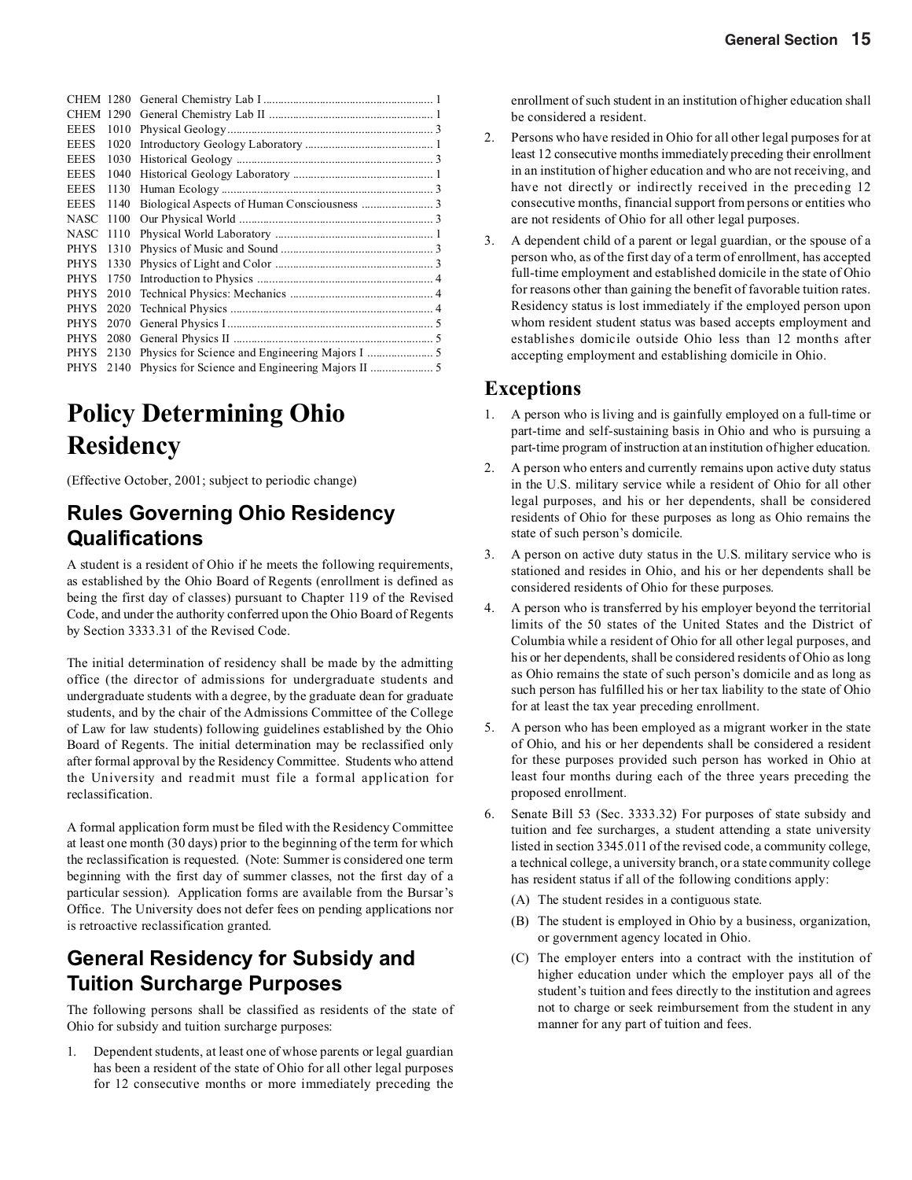| | | | |
|---|---|---|---|
| CHEM | 1280 | General Chemistry Lab I | 1 |
| CHEM | 1290 | General Chemistry Lab II | 1 |
| EEES | 1010 | Physical Geology | 3 |
| EEES | 1020 | Introductory Geology Laboratory | 1 |
| EEES | 1030 | Historical Geology | 3 |
| EEES | 1040 | Historical Geology Laboratory | 1 |
| EEES | 1130 | Human Ecology | 3 |
| EEES | 1140 | Biological Aspects of Human Consciousness | 3 |
| NASC | 1100 | Our Physical World | 3 |
| NASC | 1110 | Physical World Laboratory | 1 |
| PHYS | 1310 | Physics of Music and Sound | 3 |
| PHYS | 1330 | Physics of Light and Color | 3 |
| PHYS | 1750 | Introduction to Physics | 4 |
| PHYS | 2010 | Technical Physics: Mechanics | 4 |
| PHYS | 2020 | Technical Physics | 4 |
| PHYS | 2070 | General Physics I | 5 |
| PHYS | 2080 | General Physics II | 5 |
| PHYS | 2130 | Physics for Science and Engineering Majors I | 5 |
| PHYS | 2140 | Physics for Science and Engineering Majors II | 5 |

# Policy Determining Ohio Residency

(Effective October, 2001; subject to periodic change)

## Rules Governing Ohio Residency Qualifications

A student is a resident of Ohio if he meets the following requirements, as established by the Ohio Board of Regents (enrollment is defined as being the first day of classes) pursuant to Chapter 119 of the Revised Code, and under the authority conferred upon the Ohio Board of Regents by Section 3333.31 of the Revised Code.

The initial determination of residency shall be made by the admitting office (the director of admissions for undergraduate students and undergraduate students with a degree, by the graduate dean for graduate students, and by the chair of the Admissions Committee of the College of Law for law students) following guidelines established by the Ohio Board of Regents. The initial determination may be reclassified only after formal approval by the Residency Committee. Students who attend the University and readmit must file a formal application for reclassification.

A formal application form must be filed with the Residency Committee at least one month (30 days) prior to the beginning of the term for which the reclassification is requested. (Note: Summer is considered one term beginning with the first day of summer classes, not the first day of a particular session). Application forms are available from the Bursar's Office. The University does not defer fees on pending applications nor is retroactive reclassification granted.

## General Residency for Subsidy and Tuition Surcharge Purposes

The following persons shall be classified as residents of the state of Ohio for subsidy and tuition surcharge purposes:

1. Dependent students, at least one of whose parents or legal guardian has been a resident of the state of Ohio for all other legal purposes for 12 consecutive months or more immediately preceding the enrollment of such student in an institution of higher education shall be considered a resident.
2. Persons who have resided in Ohio for all other legal purposes for at least 12 consecutive months immediately preceding their enrollment in an institution of higher education and who are not receiving, and have not directly or indirectly received in the preceding 12 consecutive months, financial support from persons or entities who are not residents of Ohio for all other legal purposes.
3. A dependent child of a parent or legal guardian, or the spouse of a person who, as of the first day of a term of enrollment, has accepted full-time employment and established domicile in the state of Ohio for reasons other than gaining the benefit of favorable tuition rates. Residency status is lost immediately if the employed person upon whom resident student status was based accepts employment and establishes domicile outside Ohio less than 12 months after accepting employment and establishing domicile in Ohio.

## Exceptions

1. A person who is living and is gainfully employed on a full-time or part-time and self-sustaining basis in Ohio and who is pursuing a part-time program of instruction at an institution of higher education.
2. A person who enters and currently remains upon active duty status in the U.S. military service while a resident of Ohio for all other legal purposes, and his or her dependents, shall be considered residents of Ohio for these purposes as long as Ohio remains the state of such person's domicile.
3. A person on active duty status in the U.S. military service who is stationed and resides in Ohio, and his or her dependents shall be considered residents of Ohio for these purposes.
4. A person who is transferred by his employer beyond the territorial limits of the 50 states of the United States and the District of Columbia while a resident of Ohio for all other legal purposes, and his or her dependents, shall be considered residents of Ohio as long as Ohio remains the state of such person's domicile and as long as such person has fulfilled his or her tax liability to the state of Ohio for at least the tax year preceding enrollment.
5. A person who has been employed as a migrant worker in the state of Ohio, and his or her dependents shall be considered a resident for these purposes provided such person has worked in Ohio at least four months during each of the three years preceding the proposed enrollment.
6. Senate Bill 53 (Sec. 3333.32) For purposes of state subsidy and tuition and fee surcharges, a student attending a state university listed in section 3345.011 of the revised code, a community college, a technical college, a university branch, or a state community college has resident status if all of the following conditions apply:
   (A) The student resides in a contiguous state.
   (B) The student is employed in Ohio by a business, organization, or government agency located in Ohio.
   (C) The employer enters into a contract with the institution of higher education under which the employer pays all of the student's tuition and fees directly to the institution and agrees not to charge or seek reimbursement from the student in any manner for any part of tuition and fees.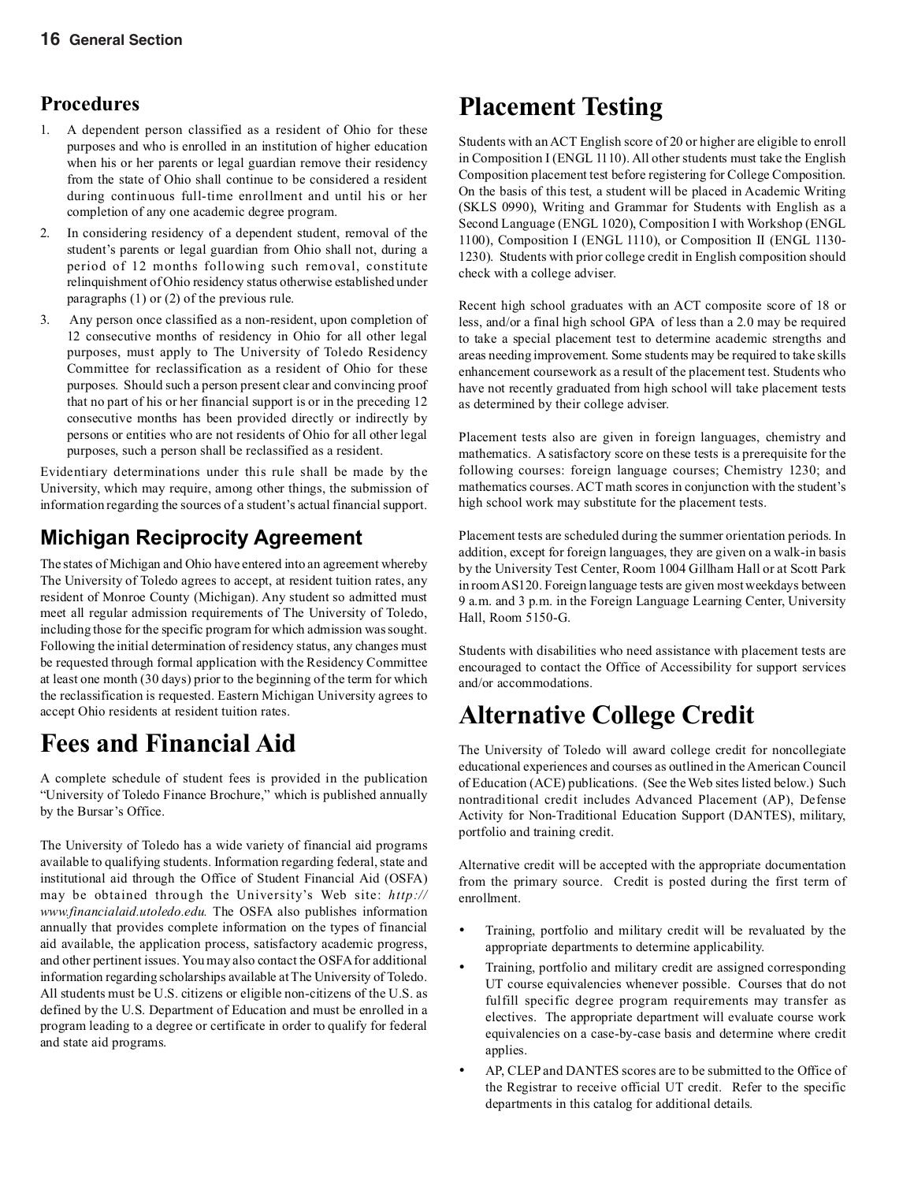## Procedures

1. A dependent person classified as a resident of Ohio for these purposes and who is enrolled in an institution of higher education when his or her parents or legal guardian remove their residency from the state of Ohio shall continue to be considered a resident during continuous full-time enrollment and until his or her completion of any one academic degree program.
2. In considering residency of a dependent student, removal of the student's parents or legal guardian from Ohio shall not, during a period of 12 months following such removal, constitute relinquishment of Ohio residency status otherwise established under paragraphs (1) or (2) of the previous rule.
3. Any person once classified as a non-resident, upon completion of 12 consecutive months of residency in Ohio for all other legal purposes, must apply to The University of Toledo Residency Committee for reclassification as a resident of Ohio for these purposes. Should such a person present clear and convincing proof that no part of his or her financial support is or in the preceding 12 consecutive months has been provided directly or indirectly by persons or entities who are not residents of Ohio for all other legal purposes, such a person shall be reclassified as a resident.

Evidentiary determinations under this rule shall be made by the University, which may require, among other things, the submission of information regarding the sources of a student's actual financial support.

## Michigan Reciprocity Agreement

The states of Michigan and Ohio have entered into an agreement whereby The University of Toledo agrees to accept, at resident tuition rates, any resident of Monroe County (Michigan). Any student so admitted must meet all regular admission requirements of The University of Toledo, including those for the specific program for which admission was sought. Following the initial determination of residency status, any changes must be requested through formal application with the Residency Committee at least one month (30 days) prior to the beginning of the term for which the reclassification is requested. Eastern Michigan University agrees to accept Ohio residents at resident tuition rates.

# Fees and Financial Aid

A complete schedule of student fees is provided in the publication "University of Toledo Finance Brochure," which is published annually by the Bursar's Office.

The University of Toledo has a wide variety of financial aid programs available to qualifying students. Information regarding federal, state and institutional aid through the Office of Student Financial Aid (OSFA) may be obtained through the University's Web site: *http://www.financialaid.utoledo.edu.* The OSFA also publishes information annually that provides complete information on the types of financial aid available, the application process, satisfactory academic progress, and other pertinent issues. You may also contact the OSFA for additional information regarding scholarships available at The University of Toledo. All students must be U.S. citizens or eligible non-citizens of the U.S. as defined by the U.S. Department of Education and must be enrolled in a program leading to a degree or certificate in order to qualify for federal and state aid programs.

# Placement Testing

Students with an ACT English score of 20 or higher are eligible to enroll in Composition I (ENGL 1110). All other students must take the English Composition placement test before registering for College Composition. On the basis of this test, a student will be placed in Academic Writing (SKLS 0990), Writing and Grammar for Students with English as a Second Language (ENGL 1020), Composition I with Workshop (ENGL 1100), Composition I (ENGL 1110), or Composition II (ENGL 1130-1230). Students with prior college credit in English composition should check with a college adviser.

Recent high school graduates with an ACT composite score of 18 or less, and/or a final high school GPA of less than a 2.0 may be required to take a special placement test to determine academic strengths and areas needing improvement. Some students may be required to take skills enhancement coursework as a result of the placement test. Students who have not recently graduated from high school will take placement tests as determined by their college adviser.

Placement tests also are given in foreign languages, chemistry and mathematics. A satisfactory score on these tests is a prerequisite for the following courses: foreign language courses; Chemistry 1230; and mathematics courses. ACT math scores in conjunction with the student's high school work may substitute for the placement tests.

Placement tests are scheduled during the summer orientation periods. In addition, except for foreign languages, they are given on a walk-in basis by the University Test Center, Room 1004 Gillham Hall or at Scott Park in room AS120. Foreign language tests are given most weekdays between 9 a.m. and 3 p.m. in the Foreign Language Learning Center, University Hall, Room 5150-G.

Students with disabilities who need assistance with placement tests are encouraged to contact the Office of Accessibility for support services and/or accommodations.

# Alternative College Credit

The University of Toledo will award college credit for noncollegiate educational experiences and courses as outlined in the American Council of Education (ACE) publications. (See the Web sites listed below.) Such nontraditional credit includes Advanced Placement (AP), Defense Activity for Non-Traditional Education Support (DANTES), military, portfolio and training credit.

Alternative credit will be accepted with the appropriate documentation from the primary source. Credit is posted during the first term of enrollment.

- Training, portfolio and military credit will be revaluated by the appropriate departments to determine applicability.
- Training, portfolio and military credit are assigned corresponding UT course equivalencies whenever possible. Courses that do not fulfill specific degree program requirements may transfer as electives. The appropriate department will evaluate course work equivalencies on a case-by-case basis and determine where credit applies.
- AP, CLEP and DANTES scores are to be submitted to the Office of the Registrar to receive official UT credit. Refer to the specific departments in this catalog for additional details.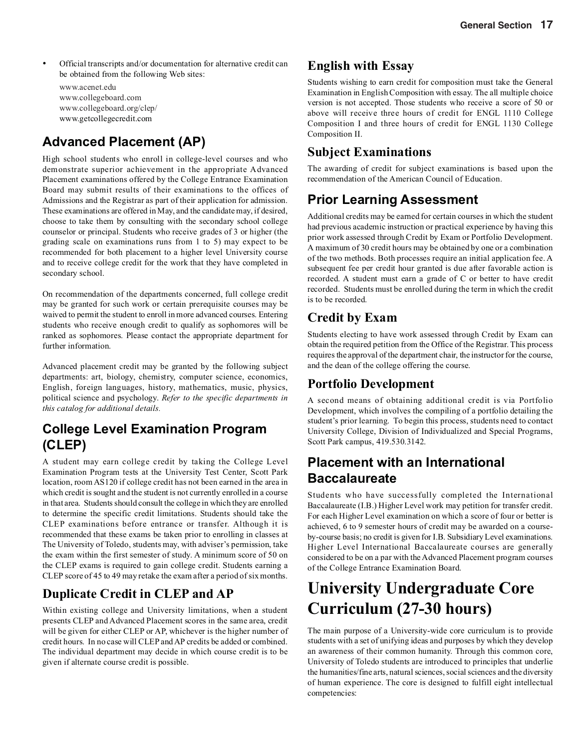- Official transcripts and/or documentation for alternative credit can be obtained from the following Web sites:

  www.acenet.edu
  www.collegeboard.com
  www.collegeboard.org/clep/
  www.getcollegecredit.com

## Advanced Placement (AP)

High school students who enroll in college-level courses and who demonstrate superior achievement in the appropriate Advanced Placement examinations offered by the College Entrance Examination Board may submit results of their examinations to the offices of Admissions and the Registrar as part of their application for admission. These examinations are offered in May, and the candidate may, if desired, choose to take them by consulting with the secondary school college counselor or principal. Students who receive grades of 3 or higher (the grading scale on examinations runs from 1 to 5) may expect to be recommended for both placement to a higher level University course and to receive college credit for the work that they have completed in secondary school.

On recommendation of the departments concerned, full college credit may be granted for such work or certain prerequisite courses may be waived to permit the student to enroll in more advanced courses. Entering students who receive enough credit to qualify as sophomores will be ranked as sophomores. Please contact the appropriate department for further information.

Advanced placement credit may be granted by the following subject departments: art, biology, chemistry, computer science, economics, English, foreign languages, history, mathematics, music, physics, political science and psychology. *Refer to the specific departments in this catalog for additional details.*

## College Level Examination Program (CLEP)

A student may earn college credit by taking the College Level Examination Program tests at the University Test Center, Scott Park location, room AS120 if college credit has not been earned in the area in which credit is sought and the student is not currently enrolled in a course in that area. Students should consult the college in which they are enrolled to determine the specific credit limitations. Students should take the CLEP examinations before entrance or transfer. Although it is recommended that these exams be taken prior to enrolling in classes at The University of Toledo, students may, with adviser's permission, take the exam within the first semester of study. A minimum score of 50 on the CLEP exams is required to gain college credit. Students earning a CLEP score of 45 to 49 may retake the exam after a period of six months.

### Duplicate Credit in CLEP and AP

Within existing college and University limitations, when a student presents CLEP and Advanced Placement scores in the same area, credit will be given for either CLEP or AP, whichever is the higher number of credit hours. In no case will CLEP and AP credits be added or combined. The individual department may decide in which course credit is to be given if alternate course credit is possible.

### English with Essay

Students wishing to earn credit for composition must take the General Examination in English Composition with essay. The all multiple choice version is not accepted. Those students who receive a score of 50 or above will receive three hours of credit for ENGL 1110 College Composition I and three hours of credit for ENGL 1130 College Composition II.

### Subject Examinations

The awarding of credit for subject examinations is based upon the recommendation of the American Council of Education.

## Prior Learning Assessment

Additional credits may be earned for certain courses in which the student had previous academic instruction or practical experience by having this prior work assessed through Credit by Exam or Portfolio Development. A maximum of 30 credit hours may be obtained by one or a combination of the two methods. Both processes require an initial application fee. A subsequent fee per credit hour granted is due after favorable action is recorded. A student must earn a grade of C or better to have credit recorded. Students must be enrolled during the term in which the credit is to be recorded.

### Credit by Exam

Students electing to have work assessed through Credit by Exam can obtain the required petition from the Office of the Registrar. This process requires the approval of the department chair, the instructor for the course, and the dean of the college offering the course.

### Portfolio Development

A second means of obtaining additional credit is via Portfolio Development, which involves the compiling of a portfolio detailing the student's prior learning. To begin this process, students need to contact University College, Division of Individualized and Special Programs, Scott Park campus, 419.530.3142.

## Placement with an International Baccalaureate

Students who have successfully completed the International Baccalaureate (I.B.) Higher Level work may petition for transfer credit. For each Higher Level examination on which a score of four or better is achieved, 6 to 9 semester hours of credit may be awarded on a course-by-course basis; no credit is given for I.B. Subsidiary Level examinations. Higher Level International Baccalaureate courses are generally considered to be on a par with the Advanced Placement program courses of the College Entrance Examination Board.

# University Undergraduate Core Curriculum (27-30 hours)

The main purpose of a University-wide core curriculum is to provide students with a set of unifying ideas and purposes by which they develop an awareness of their common humanity. Through this common core, University of Toledo students are introduced to principles that underlie the humanities/fine arts, natural sciences, social sciences and the diversity of human experience. The core is designed to fulfill eight intellectual competencies: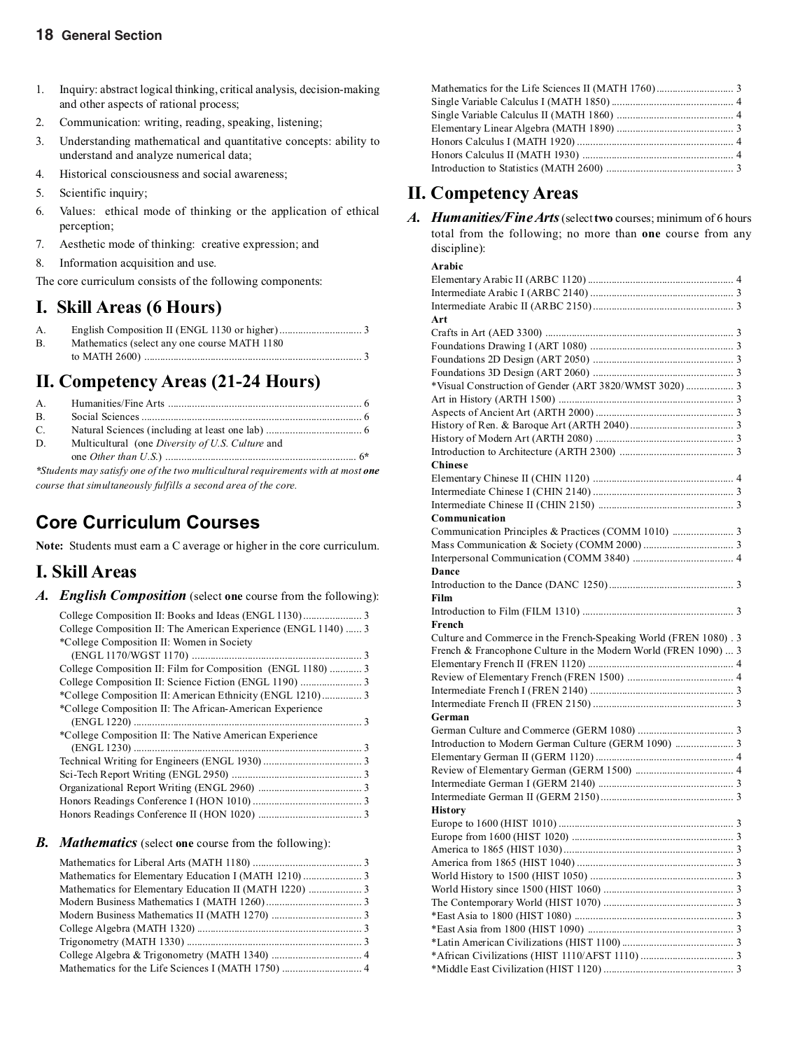1. Inquiry: abstract logical thinking, critical analysis, decision-making and other aspects of rational process;
2. Communication: writing, reading, speaking, listening;
3. Understanding mathematical and quantitative concepts: ability to understand and analyze numerical data;
4. Historical consciousness and social awareness;
5. Scientific inquiry;
6. Values: ethical mode of thinking or the application of ethical perception;
7. Aesthetic mode of thinking: creative expression; and
8. Information acquisition and use.

The core curriculum consists of the following components:

## I. Skill Areas (6 Hours)

| | | |
|---|---|---|
| A. | English Composition II (ENGL 1130 or higher) | 3 |
| B. | Mathematics (select any one course MATH 1180 to MATH 2600) | 3 |

## II. Competency Areas (21-24 Hours)

| | | |
|---|---|---|
| A. | Humanities/Fine Arts | 6 |
| B. | Social Sciences | 6 |
| C. | Natural Sciences (including at least one lab) | 6 |
| D. | Multicultural (one *Diversity of U.S. Culture* and one *Other than U.S.*) | 6* |

*\*Students may satisfy one of the two multicultural requirements with at most **one** course that simultaneously fulfills a second area of the core.*

## Core Curriculum Courses

**Note:** Students must earn a C average or higher in the core curriculum.

## I. Skill Areas

### A. *English Composition* (select **one** course from the following):

- College Composition II: Books and Ideas (ENGL 1130) ... 3
- College Composition II: The American Experience (ENGL 1140) ... 3
- *College Composition II: Women in Society (ENGL 1170/WGST 1170) ... 3
- College Composition II: Film for Composition (ENGL 1180) ... 3
- College Composition II: Science Fiction (ENGL 1190) ... 3
- *College Composition II: American Ethnicity (ENGL 1210) ... 3
- *College Composition II: The African-American Experience (ENGL 1220) ... 3
- *College Composition II: The Native American Experience (ENGL 1230) ... 3
- Technical Writing for Engineers (ENGL 1930) ... 3
- Sci-Tech Report Writing (ENGL 2950) ... 3
- Organizational Report Writing (ENGL 2960) ... 3
- Honors Readings Conference I (HON 1010) ... 3
- Honors Readings Conference II (HON 1020) ... 3

### B. *Mathematics* (select **one** course from the following):

- Mathematics for Liberal Arts (MATH 1180) ... 3
- Mathematics for Elementary Education I (MATH 1210) ... 3
- Mathematics for Elementary Education II (MATH 1220) ... 3
- Modern Business Mathematics I (MATH 1260) ... 3
- Modern Business Mathematics II (MATH 1270) ... 3
- College Algebra (MATH 1320) ... 3
- Trigonometry (MATH 1330) ... 3
- College Algebra & Trigonometry (MATH 1340) ... 4
- Mathematics for the Life Sciences I (MATH 1750) ... 4
- Mathematics for the Life Sciences II (MATH 1760) ... 3
- Single Variable Calculus I (MATH 1850) ... 4
- Single Variable Calculus II (MATH 1860) ... 4
- Elementary Linear Algebra (MATH 1890) ... 3
- Honors Calculus I (MATH 1920) ... 4
- Honors Calculus II (MATH 1930) ... 4
- Introduction to Statistics (MATH 2600) ... 3

## II. Competency Areas

### A. *Humanities/Fine Arts* (select **two** courses; minimum of 6 hours total from the following; no more than **one** course from any discipline):

**Arabic**

- Elementary Arabic II (ARBC 1120) ... 4
- Intermediate Arabic I (ARBC 2140) ... 3
- Intermediate Arabic II (ARBC 2150) ... 3

**Art**

- Crafts in Art (AED 3300) ... 3
- Foundations Drawing I (ART 1080) ... 3
- Foundations 2D Design (ART 2050) ... 3
- Foundations 3D Design (ART 2060) ... 3
- *Visual Construction of Gender (ART 3820/WMST 3020) ... 3
- Art in History (ARTH 1500) ... 3
- Aspects of Ancient Art (ARTH 2000) ... 3
- History of Ren. & Baroque Art (ARTH 2040) ... 3
- History of Modern Art (ARTH 2080) ... 3
- Introduction to Architecture (ARTH 2300) ... 3

**Chinese**

- Elementary Chinese II (CHIN 1120) ... 4
- Intermediate Chinese I (CHIN 2140) ... 3
- Intermediate Chinese II (CHIN 2150) ... 3

**Communication**

- Communication Principles & Practices (COMM 1010) ... 3
- Mass Communication & Society (COMM 2000) ... 3
- Interpersonal Communication (COMM 3840) ... 4

**Dance**

- Introduction to the Dance (DANC 1250) ... 3

**Film**

- Introduction to Film (FILM 1310) ... 3

**French**

- Culture and Commerce in the French-Speaking World (FREN 1080) . 3
- French & Francophone Culture in the Modern World (FREN 1090) ... 3
- Elementary French II (FREN 1120) ... 4
- Review of Elementary French (FREN 1500) ... 4
- Intermediate French I (FREN 2140) ... 3
- Intermediate French II (FREN 2150) ... 3

**German**

- German Culture and Commerce (GERM 1080) ... 3
- Introduction to Modern German Culture (GERM 1090) ... 3
- Elementary German II (GERM 1120) ... 4
- Review of Elementary German (GERM 1500) ... 4
- Intermediate German I (GERM 2140) ... 3
- Intermediate German II (GERM 2150) ... 3

**History**

- Europe to 1600 (HIST 1010) ... 3
- Europe from 1600 (HIST 1020) ... 3
- America to 1865 (HIST 1030) ... 3
- America from 1865 (HIST 1040) ... 3
- World History to 1500 (HIST 1050) ... 3
- World History since 1500 (HIST 1060) ... 3
- The Contemporary World (HIST 1070) ... 3
- *East Asia to 1800 (HIST 1080) ... 3
- *East Asia from 1800 (HIST 1090) ... 3
- *Latin American Civilizations (HIST 1100) ... 3
- *African Civilizations (HIST 1110/AFST 1110) ... 3
- *Middle East Civilization (HIST 1120) ... 3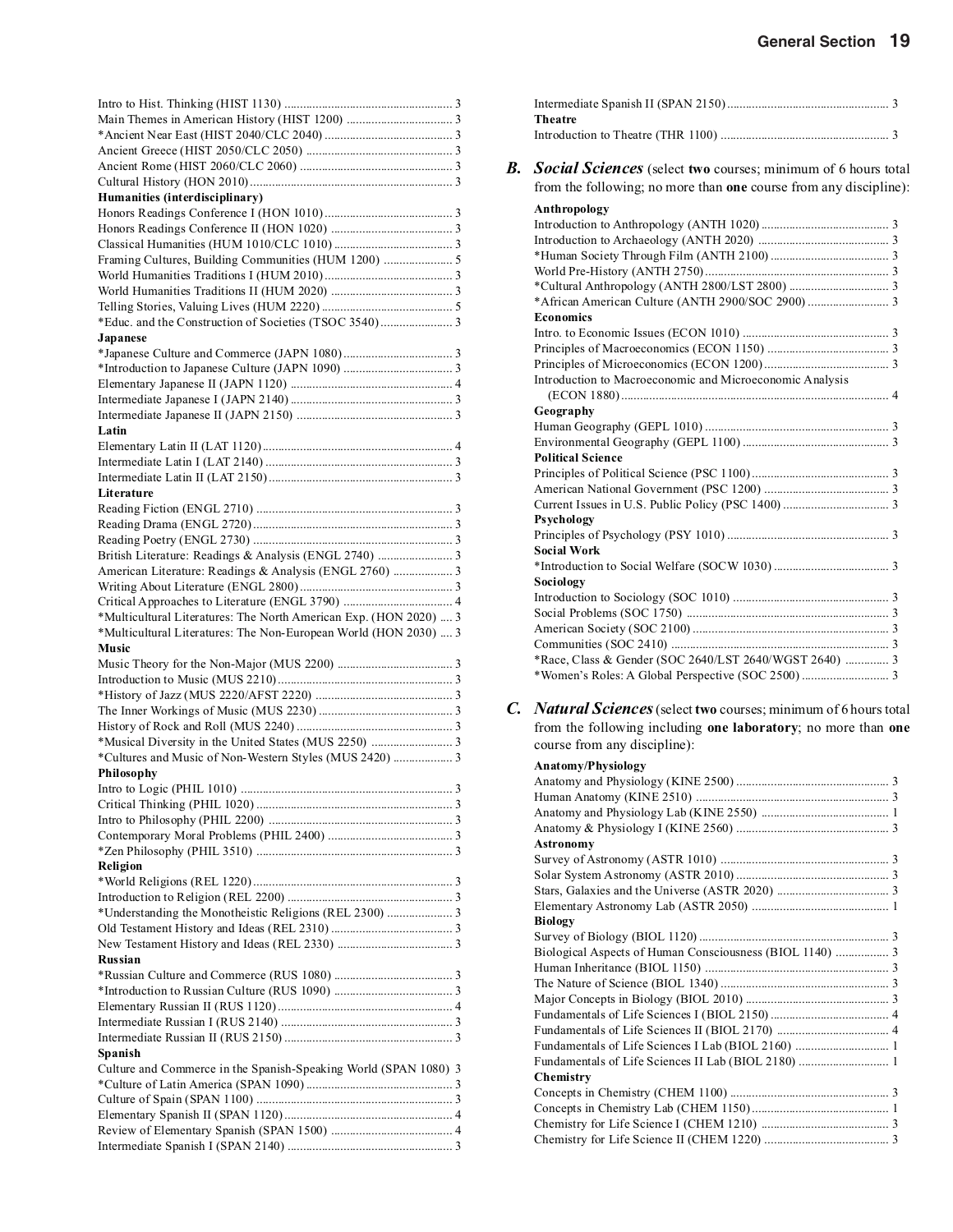Intro to Hist. Thinking (HIST 1130) ..... 3
Main Themes in American History (HIST 1200) ..... 3
*Ancient Near East (HIST 2040/CLC 2040) ..... 3
Ancient Greece (HIST 2050/CLC 2050) ..... 3
Ancient Rome (HIST 2060/CLC 2060) ..... 3
Cultural History (HON 2010) ..... 3

**Humanities (interdisciplinary)**

Honors Readings Conference I (HON 1010) ..... 3
Honors Readings Conference II (HON 1020) ..... 3
Classical Humanities (HUM 1010/CLC 1010) ..... 3
Framing Cultures, Building Communities (HUM 1200) ..... 5
World Humanities Traditions I (HUM 2010) ..... 3
World Humanities Traditions II (HUM 2020) ..... 3
Telling Stories, Valuing Lives (HUM 2220) ..... 5
*Educ. and the Construction of Societies (TSOC 3540) ..... 3

**Japanese**

*Japanese Culture and Commerce (JAPN 1080) ..... 3
*Introduction to Japanese Culture (JAPN 1090) ..... 3
Elementary Japanese II (JAPN 1120) ..... 4
Intermediate Japanese I (JAPN 2140) ..... 3
Intermediate Japanese II (JAPN 2150) ..... 3

**Latin**

Elementary Latin II (LAT 1120) ..... 4
Intermediate Latin I (LAT 2140) ..... 3
Intermediate Latin II (LAT 2150) ..... 3

**Literature**

Reading Fiction (ENGL 2710) ..... 3
Reading Drama (ENGL 2720) ..... 3
Reading Poetry (ENGL 2730) ..... 3
British Literature: Readings & Analysis (ENGL 2740) ..... 3
American Literature: Readings & Analysis (ENGL 2760) ..... 3
Writing About Literature (ENGL 2800) ..... 3
Critical Approaches to Literature (ENGL 3790) ..... 4
*Multicultural Literatures: The North American Exp. (HON 2020) ..... 3
*Multicultural Literatures: The Non-European World (HON 2030) ..... 3

**Music**

Music Theory for the Non-Major (MUS 2200) ..... 3
Introduction to Music (MUS 2210) ..... 3
*History of Jazz (MUS 2220/AFST 2220) ..... 3
The Inner Workings of Music (MUS 2230) ..... 3
History of Rock and Roll (MUS 2240) ..... 3
*Musical Diversity in the United States (MUS 2250) ..... 3
*Cultures and Music of Non-Western Styles (MUS 2420) ..... 3

**Philosophy**

Intro to Logic (PHIL 1010) ..... 3
Critical Thinking (PHIL 1020) ..... 3
Intro to Philosophy (PHIL 2200) ..... 3
Contemporary Moral Problems (PHIL 2400) ..... 3
*Zen Philosophy (PHIL 3510) ..... 3

**Religion**

*World Religions (REL 1220) ..... 3
Introduction to Religion (REL 2200) ..... 3
*Understanding the Monotheistic Religions (REL 2300) ..... 3
Old Testament History and Ideas (REL 2310) ..... 3
New Testament History and Ideas (REL 2330) ..... 3

**Russian**

*Russian Culture and Commerce (RUS 1080) ..... 3
*Introduction to Russian Culture (RUS 1090) ..... 3
Elementary Russian II (RUS 1120) ..... 4
Intermediate Russian I (RUS 2140) ..... 3
Intermediate Russian II (RUS 2150) ..... 3

**Spanish**

Culture and Commerce in the Spanish-Speaking World (SPAN 1080) 3
*Culture of Latin America (SPAN 1090) ..... 3
Culture of Spain (SPAN 1100) ..... 3
Elementary Spanish II (SPAN 1120) ..... 4
Review of Elementary Spanish (SPAN 1500) ..... 4
Intermediate Spanish I (SPAN 2140) ..... 3
Intermediate Spanish II (SPAN 2150) ..... 3

**Theatre**

Introduction to Theatre (THR 1100) ..... 3

## *B. Social Sciences* (select **two** courses; minimum of 6 hours total from the following; no more than **one** course from any discipline):

**Anthropology**

Introduction to Anthropology (ANTH 1020) ..... 3
Introduction to Archaeology (ANTH 2020) ..... 3
*Human Society Through Film (ANTH 2100) ..... 3
World Pre-History (ANTH 2750) ..... 3
*Cultural Anthropology (ANTH 2800/LST 2800) ..... 3
*African American Culture (ANTH 2900/SOC 2900) ..... 3

**Economics**

Intro. to Economic Issues (ECON 1010) ..... 3
Principles of Macroeconomics (ECON 1150) ..... 3
Principles of Microeconomics (ECON 1200) ..... 3
Introduction to Macroeconomic and Microeconomic Analysis (ECON 1880) ..... 4

**Geography**

Human Geography (GEPL 1010) ..... 3
Environmental Geography (GEPL 1100) ..... 3

**Political Science**

Principles of Political Science (PSC 1100) ..... 3
American National Government (PSC 1200) ..... 3
Current Issues in U.S. Public Policy (PSC 1400) ..... 3

**Psychology**

Principles of Psychology (PSY 1010) ..... 3

**Social Work**

*Introduction to Social Welfare (SOCW 1030) ..... 3

**Sociology**

Introduction to Sociology (SOC 1010) ..... 3
Social Problems (SOC 1750) ..... 3
American Society (SOC 2100) ..... 3
Communities (SOC 2410) ..... 3
*Race, Class & Gender (SOC 2640/LST 2640/WGST 2640) ..... 3
*Women's Roles: A Global Perspective (SOC 2500) ..... 3

## *C. Natural Sciences* (select **two** courses; minimum of 6 hours total from the following including **one laboratory**; no more than **one** course from any discipline):

**Anatomy/Physiology**

Anatomy and Physiology (KINE 2500) ..... 3
Human Anatomy (KINE 2510) ..... 3
Anatomy and Physiology Lab (KINE 2550) ..... 1
Anatomy & Physiology I (KINE 2560) ..... 3

**Astronomy**

Survey of Astronomy (ASTR 1010) ..... 3
Solar System Astronomy (ASTR 2010) ..... 3
Stars, Galaxies and the Universe (ASTR 2020) ..... 3
Elementary Astronomy Lab (ASTR 2050) ..... 1

**Biology**

Survey of Biology (BIOL 1120) ..... 3
Biological Aspects of Human Consciousness (BIOL 1140) ..... 3
Human Inheritance (BIOL 1150) ..... 3
The Nature of Science (BIOL 1340) ..... 3
Major Concepts in Biology (BIOL 2010) ..... 3
Fundamentals of Life Sciences I (BIOL 2150) ..... 4
Fundamentals of Life Sciences II (BIOL 2170) ..... 4
Fundamentals of Life Sciences I Lab (BIOL 2160) ..... 1
Fundamentals of Life Sciences II Lab (BIOL 2180) ..... 1

**Chemistry**

Concepts in Chemistry (CHEM 1100) ..... 3
Concepts in Chemistry Lab (CHEM 1150) ..... 1
Chemistry for Life Science I (CHEM 1210) ..... 3
Chemistry for Life Science II (CHEM 1220) ..... 3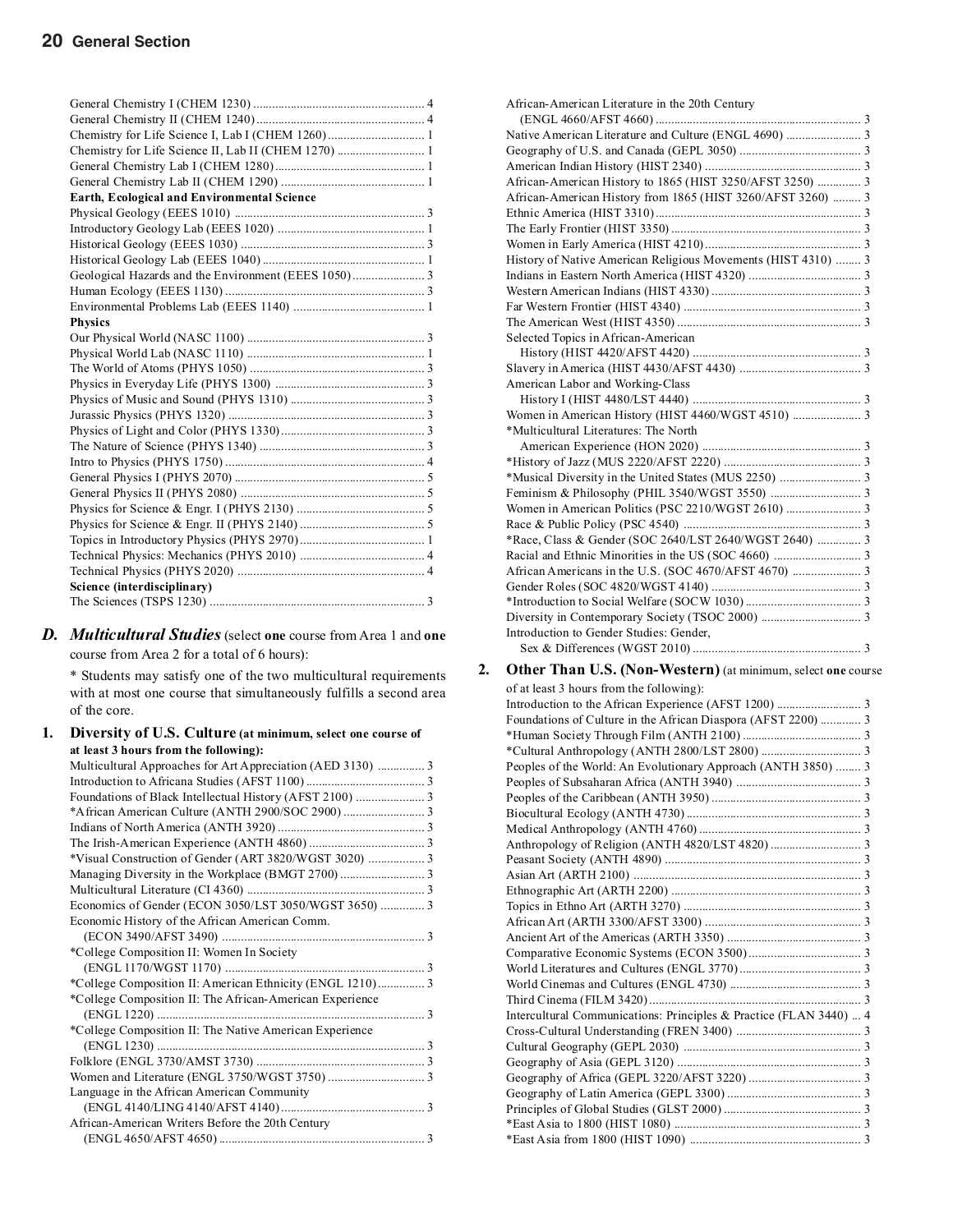General Chemistry I (CHEM 1230) ..... 4
General Chemistry II (CHEM 1240) ..... 4
Chemistry for Life Science I, Lab I (CHEM 1260) ..... 1
Chemistry for Life Science II, Lab II (CHEM 1270) ..... 1
General Chemistry Lab I (CHEM 1280) ..... 1
General Chemistry Lab II (CHEM 1290) ..... 1

**Earth, Ecological and Environmental Science**

Physical Geology (EEES 1010) ..... 3
Introductory Geology Lab (EEES 1020) ..... 1
Historical Geology (EEES 1030) ..... 3
Historical Geology Lab (EEES 1040) ..... 1
Geological Hazards and the Environment (EEES 1050) ..... 3
Human Ecology (EEES 1130) ..... 3
Environmental Problems Lab (EEES 1140) ..... 1

**Physics**

Our Physical World (NASC 1100) ..... 3
Physical World Lab (NASC 1110) ..... 1
The World of Atoms (PHYS 1050) ..... 3
Physics in Everyday Life (PHYS 1300) ..... 3
Physics of Music and Sound (PHYS 1310) ..... 3
Jurassic Physics (PHYS 1320) ..... 3
Physics of Light and Color (PHYS 1330) ..... 3
The Nature of Science (PHYS 1340) ..... 3
Intro to Physics (PHYS 1750) ..... 4
General Physics I (PHYS 2070) ..... 5
General Physics II (PHYS 2080) ..... 5
Physics for Science & Engr. I (PHYS 2130) ..... 5
Physics for Science & Engr. II (PHYS 2140) ..... 5
Topics in Introductory Physics (PHYS 2970) ..... 1
Technical Physics: Mechanics (PHYS 2010) ..... 4
Technical Physics (PHYS 2020) ..... 4

**Science (interdisciplinary)**

The Sciences (TSPS 1230) ..... 3

## D. *Multicultural Studies* (select **one** course from Area 1 and **one** course from Area 2 for a total of 6 hours):

* Students may satisfy one of the two multicultural requirements with at most one course that simultaneously fulfills a second area of the core.

### 1. Diversity of U.S. Culture (at minimum, select one course of at least 3 hours from the following):

Multicultural Approaches for Art Appreciation (AED 3130) ..... 3
Introduction to Africana Studies (AFST 1100) ..... 3
Foundations of Black Intellectual History (AFST 2100) ..... 3
*African American Culture (ANTH 2900/SOC 2900) ..... 3
Indians of North America (ANTH 3920) ..... 3
The Irish-American Experience (ANTH 4860) ..... 3
*Visual Construction of Gender (ART 3820/WGST 3020) ..... 3
Managing Diversity in the Workplace (BMGT 2700) ..... 3
Multicultural Literature (CI 4360) ..... 3
Economics of Gender (ECON 3050/LST 3050/WGST 3650) ..... 3
Economic History of the African American Comm. (ECON 3490/AFST 3490) ..... 3
*College Composition II: Women In Society (ENGL 1170/WGST 1170) ..... 3
*College Composition II: American Ethnicity (ENGL 1210) ..... 3
*College Composition II: The African-American Experience (ENGL 1220) ..... 3
*College Composition II: The Native American Experience (ENGL 1230) ..... 3
Folklore (ENGL 3730/AMST 3730) ..... 3
Women and Literature (ENGL 3750/WGST 3750) ..... 3
Language in the African American Community (ENGL 4140/LING 4140/AFST 4140) ..... 3
African-American Writers Before the 20th Century (ENGL 4650/AFST 4650) ..... 3
African-American Literature in the 20th Century (ENGL 4660/AFST 4660) ..... 3
Native American Literature and Culture (ENGL 4690) ..... 3
Geography of U.S. and Canada (GEPL 3050) ..... 3
American Indian History (HIST 2340) ..... 3
African-American History to 1865 (HIST 3250/AFST 3250) ..... 3
African-American History from 1865 (HIST 3260/AFST 3260) ..... 3
Ethnic America (HIST 3310) ..... 3
The Early Frontier (HIST 3350) ..... 3
Women in Early America (HIST 4210) ..... 3
History of Native American Religious Movements (HIST 4310) ..... 3
Indians in Eastern North America (HIST 4320) ..... 3
Western American Indians (HIST 4330) ..... 3
Far Western Frontier (HIST 4340) ..... 3
The American West (HIST 4350) ..... 3
Selected Topics in African-American History (HIST 4420/AFST 4420) ..... 3
Slavery in America (HIST 4430/AFST 4430) ..... 3
American Labor and Working-Class History I (HIST 4480/LST 4440) ..... 3
Women in American History (HIST 4460/WGST 4510) ..... 3
*Multicultural Literatures: The North American Experience (HON 2020) ..... 3
*History of Jazz (MUS 2220/AFST 2220) ..... 3
*Musical Diversity in the United States (MUS 2250) ..... 3
Feminism & Philosophy (PHIL 3540/WGST 3550) ..... 3
Women in American Politics (PSC 2210/WGST 2610) ..... 3
Race & Public Policy (PSC 4540) ..... 3
*Race, Class & Gender (SOC 2640/LST 2640/WGST 2640) ..... 3
Racial and Ethnic Minorities in the US (SOC 4660) ..... 3
African Americans in the U.S. (SOC 4670/AFST 4670) ..... 3
Gender Roles (SOC 4820/WGST 4140) ..... 3
*Introduction to Social Welfare (SOCW 1030) ..... 3
Diversity in Contemporary Society (TSOC 2000) ..... 3
Introduction to Gender Studies: Gender, Sex & Differences (WGST 2010) ..... 3

### 2. Other Than U.S. (Non-Western) (at minimum, select one course of at least 3 hours from the following):

Introduction to the African Experience (AFST 1200) ..... 3
Foundations of Culture in the African Diaspora (AFST 2200) ..... 3
*Human Society Through Film (ANTH 2100) ..... 3
*Cultural Anthropology (ANTH 2800/LST 2800) ..... 3
Peoples of the World: An Evolutionary Approach (ANTH 3850) ..... 3
Peoples of Subsaharan Africa (ANTH 3940) ..... 3
Peoples of the Caribbean (ANTH 3950) ..... 3
Biocultural Ecology (ANTH 4730) ..... 3
Medical Anthropology (ANTH 4760) ..... 3
Anthropology of Religion (ANTH 4820/LST 4820) ..... 3
Peasant Society (ANTH 4890) ..... 3
Asian Art (ARTH 2100) ..... 3
Ethnographic Art (ARTH 2200) ..... 3
Topics in Ethno Art (ARTH 3270) ..... 3
African Art (ARTH 3300/AFST 3300) ..... 3
Ancient Art of the Americas (ARTH 3350) ..... 3
Comparative Economic Systems (ECON 3500) ..... 3
World Literatures and Cultures (ENGL 3770) ..... 3
World Cinemas and Cultures (ENGL 4730) ..... 3
Third Cinema (FILM 3420) ..... 3
Intercultural Communications: Principles & Practice (FLAN 3440) ..... 4
Cross-Cultural Understanding (FREN 3400) ..... 3
Cultural Geography (GEPL 2030) ..... 3
Geography of Asia (GEPL 3120) ..... 3
Geography of Africa (GEPL 3220/AFST 3220) ..... 3
Geography of Latin America (GEPL 3300) ..... 3
Principles of Global Studies (GLST 2000) ..... 3
*East Asia to 1800 (HIST 1080) ..... 3
*East Asia from 1800 (HIST 1090) ..... 3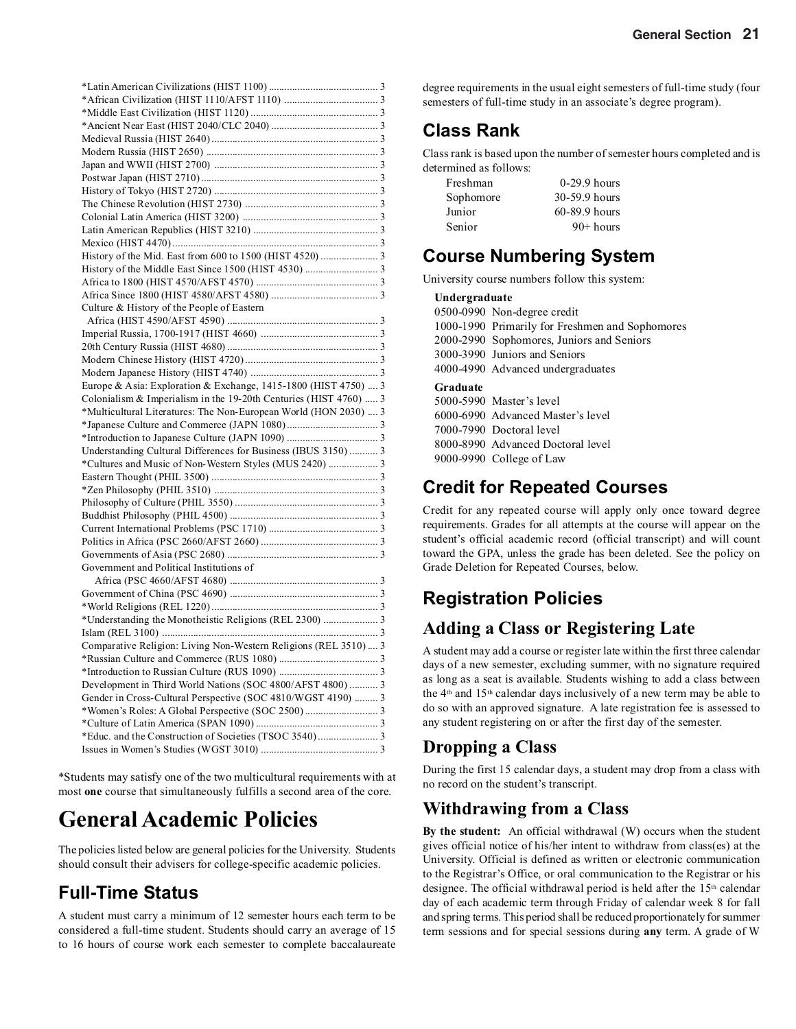*Latin American Civilizations (HIST 1100) ... 3
*African Civilization (HIST 1110/AFST 1110) ... 3
*Middle East Civilization (HIST 1120) ... 3
*Ancient Near East (HIST 2040/CLC 2040) ... 3
Medieval Russia (HIST 2640) ... 3
Modern Russia (HIST 2650) ... 3
Japan and WWII (HIST 2700) ... 3
Postwar Japan (HIST 2710) ... 3
History of Tokyo (HIST 2720) ... 3
The Chinese Revolution (HIST 2730) ... 3
Colonial Latin America (HIST 3200) ... 3
Latin American Republics (HIST 3210) ... 3
Mexico (HIST 4470) ... 3
History of the Mid. East from 600 to 1500 (HIST 4520) ... 3
History of the Middle East Since 1500 (HIST 4530) ... 3
Africa to 1800 (HIST 4570/AFST 4570) ... 3
Africa Since 1800 (HIST 4580/AFST 4580) ... 3
Culture & History of the People of Eastern Africa (HIST 4590/AFST 4590) ... 3
Imperial Russia, 1700-1917 (HIST 4660) ... 3
20th Century Russia (HIST 4680) ... 3
Modern Chinese History (HIST 4720) ... 3
Modern Japanese History (HIST 4740) ... 3
Europe & Asia: Exploration & Exchange, 1415-1800 (HIST 4750) ... 3
Colonialism & Imperialism in the 19-20th Centuries (HIST 4760) ... 3
*Multicultural Literatures: The Non-European World (HON 2030) ... 3
*Japanese Culture and Commerce (JAPN 1080) ... 3
*Introduction to Japanese Culture (JAPN 1090) ... 3
Understanding Cultural Differences for Business (IBUS 3150) ... 3
*Cultures and Music of Non-Western Styles (MUS 2420) ... 3
Eastern Thought (PHIL 3500) ... 3
*Zen Philosophy (PHIL 3510) ... 3
Philosophy of Culture (PHIL 3550) ... 3
Buddhist Philosophy (PHIL 4500) ... 3
Current International Problems (PSC 1710) ... 3
Politics in Africa (PSC 2660/AFST 2660) ... 3
Governments of Asia (PSC 2680) ... 3
Government and Political Institutions of Africa (PSC 4660/AFST 4680) ... 3
Government of China (PSC 4690) ... 3
*World Religions (REL 1220) ... 3
*Understanding the Monotheistic Religions (REL 2300) ... 3
Islam (REL 3100) ... 3
Comparative Religion: Living Non-Western Religions (REL 3510) ... 3
*Russian Culture and Commerce (RUS 1080) ... 3
*Introduction to Russian Culture (RUS 1090) ... 3
Development in Third World Nations (SOC 4800/AFST 4800) ... 3
Gender in Cross-Cultural Perspective (SOC 4810/WGST 4190) ... 3
*Women's Roles: A Global Perspective (SOC 2500) ... 3
*Culture of Latin America (SPAN 1090) ... 3
*Educ. and the Construction of Societies (TSOC 3540) ... 3
Issues in Women's Studies (WGST 3010) ... 3

*Students may satisfy one of the two multicultural requirements with at most **one** course that simultaneously fulfills a second area of the core.

# General Academic Policies

The policies listed below are general policies for the University. Students should consult their advisers for college-specific academic policies.

## Full-Time Status

A student must carry a minimum of 12 semester hours each term to be considered a full-time student. Students should carry an average of 15 to 16 hours of course work each semester to complete baccalaureate degree requirements in the usual eight semesters of full-time study (four semesters of full-time study in an associate's degree program).

## Class Rank

Class rank is based upon the number of semester hours completed and is determined as follows:

| | |
|---|---|
| Freshman | 0-29.9 hours |
| Sophomore | 30-59.9 hours |
| Junior | 60-89.9 hours |
| Senior | 90+ hours |

## Course Numbering System

University course numbers follow this system:

**Undergraduate**

0500-0990 Non-degree credit
1000-1990 Primarily for Freshmen and Sophomores
2000-2990 Sophomores, Juniors and Seniors
3000-3990 Juniors and Seniors
4000-4990 Advanced undergraduates

**Graduate**

5000-5990 Master's level
6000-6990 Advanced Master's level
7000-7990 Doctoral level
8000-8990 Advanced Doctoral level
9000-9990 College of Law

## Credit for Repeated Courses

Credit for any repeated course will apply only once toward degree requirements. Grades for all attempts at the course will appear on the student's official academic record (official transcript) and will count toward the GPA, unless the grade has been deleted. See the policy on Grade Deletion for Repeated Courses, below.

## Registration Policies

### Adding a Class or Registering Late

A student may add a course or register late within the first three calendar days of a new semester, excluding summer, with no signature required as long as a seat is available. Students wishing to add a class between the 4th and 15th calendar days inclusively of a new term may be able to do so with an approved signature. A late registration fee is assessed to any student registering on or after the first day of the semester.

### Dropping a Class

During the first 15 calendar days, a student may drop from a class with no record on the student's transcript.

### Withdrawing from a Class

**By the student:** An official withdrawal (W) occurs when the student gives official notice of his/her intent to withdraw from class(es) at the University. Official is defined as written or electronic communication to the Registrar's Office, or oral communication to the Registrar or his designee. The official withdrawal period is held after the 15th calendar day of each academic term through Friday of calendar week 8 for fall and spring terms. This period shall be reduced proportionately for summer term sessions and for special sessions during **any** term. A grade of W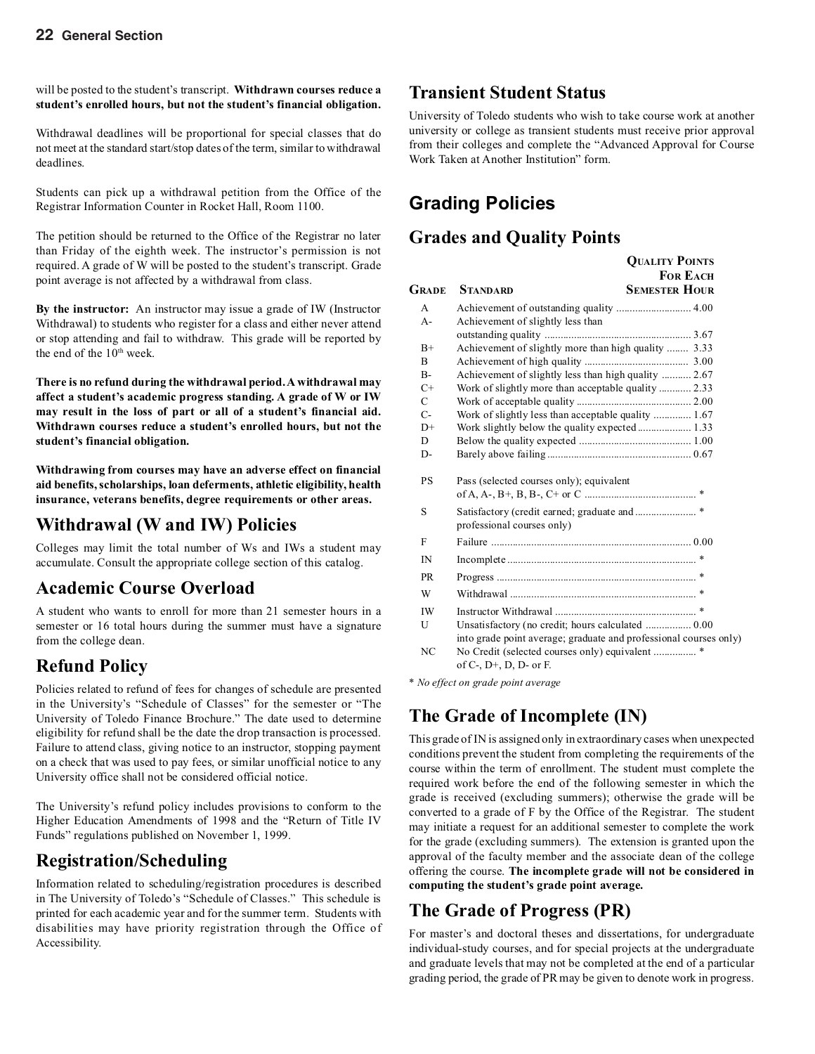will be posted to the student's transcript. **Withdrawn courses reduce a student's enrolled hours, but not the student's financial obligation.**

Withdrawal deadlines will be proportional for special classes that do not meet at the standard start/stop dates of the term, similar to withdrawal deadlines.

Students can pick up a withdrawal petition from the Office of the Registrar Information Counter in Rocket Hall, Room 1100.

The petition should be returned to the Office of the Registrar no later than Friday of the eighth week. The instructor's permission is not required. A grade of W will be posted to the student's transcript. Grade point average is not affected by a withdrawal from class.

**By the instructor:** An instructor may issue a grade of IW (Instructor Withdrawal) to students who register for a class and either never attend or stop attending and fail to withdraw. This grade will be reported by the end of the 10th week.

**There is no refund during the withdrawal period. A withdrawal may affect a student's academic progress standing. A grade of W or IW may result in the loss of part or all of a student's financial aid. Withdrawn courses reduce a student's enrolled hours, but not the student's financial obligation.**

**Withdrawing from courses may have an adverse effect on financial aid benefits, scholarships, loan deferments, athletic eligibility, health insurance, veterans benefits, degree requirements or other areas.**

## Withdrawal (W and IW) Policies

Colleges may limit the total number of Ws and IWs a student may accumulate. Consult the appropriate college section of this catalog.

## Academic Course Overload

A student who wants to enroll for more than 21 semester hours in a semester or 16 total hours during the summer must have a signature from the college dean.

## Refund Policy

Policies related to refund of fees for changes of schedule are presented in the University's "Schedule of Classes" for the semester or "The University of Toledo Finance Brochure." The date used to determine eligibility for refund shall be the date the drop transaction is processed. Failure to attend class, giving notice to an instructor, stopping payment on a check that was used to pay fees, or similar unofficial notice to any University office shall not be considered official notice.

The University's refund policy includes provisions to conform to the Higher Education Amendments of 1998 and the "Return of Title IV Funds" regulations published on November 1, 1999.

## Registration/Scheduling

Information related to scheduling/registration procedures is described in The University of Toledo's "Schedule of Classes." This schedule is printed for each academic year and for the summer term. Students with disabilities may have priority registration through the Office of Accessibility.

## Transient Student Status

University of Toledo students who wish to take course work at another university or college as transient students must receive prior approval from their colleges and complete the "Advanced Approval for Course Work Taken at Another Institution" form.

# Grading Policies

## Grades and Quality Points

| Grade | Standard | Quality Points For Each Semester Hour |
|---|---|---|
| A | Achievement of outstanding quality | 4.00 |
| A- | Achievement of slightly less than outstanding quality | 3.67 |
| B+ | Achievement of slightly more than high quality | 3.33 |
| B | Achievement of high quality | 3.00 |
| B- | Achievement of slightly less than high quality | 2.67 |
| C+ | Work of slightly more than acceptable quality | 2.33 |
| C | Work of acceptable quality | 2.00 |
| C- | Work of slightly less than acceptable quality | 1.67 |
| D+ | Work slightly below the quality expected | 1.33 |
| D | Below the quality expected | 1.00 |
| D- | Barely above failing | 0.67 |
| PS | Pass (selected courses only); equivalent of A, A-, B+, B, B-, C+ or C | * |
| S | Satisfactory (credit earned; graduate and professional courses only) | * |
| F | Failure | 0.00 |
| IN | Incomplete | * |
| PR | Progress | * |
| W | Withdrawal | * |
| IW | Instructor Withdrawal | * |
| U | Unsatisfactory (no credit; hours calculated into grade point average; graduate and professional courses only) | 0.00 |
| NC | No Credit (selected courses only) equivalent of C-, D+, D, D- or F. | * |

* *No effect on grade point average*

## The Grade of Incomplete (IN)

This grade of IN is assigned only in extraordinary cases when unexpected conditions prevent the student from completing the requirements of the course within the term of enrollment. The student must complete the required work before the end of the following semester in which the grade is received (excluding summers); otherwise the grade will be converted to a grade of F by the Office of the Registrar. The student may initiate a request for an additional semester to complete the work for the grade (excluding summers). The extension is granted upon the approval of the faculty member and the associate dean of the college offering the course. **The incomplete grade will not be considered in computing the student's grade point average.**

## The Grade of Progress (PR)

For master's and doctoral theses and dissertations, for undergraduate individual-study courses, and for special projects at the undergraduate and graduate levels that may not be completed at the end of a particular grading period, the grade of PR may be given to denote work in progress.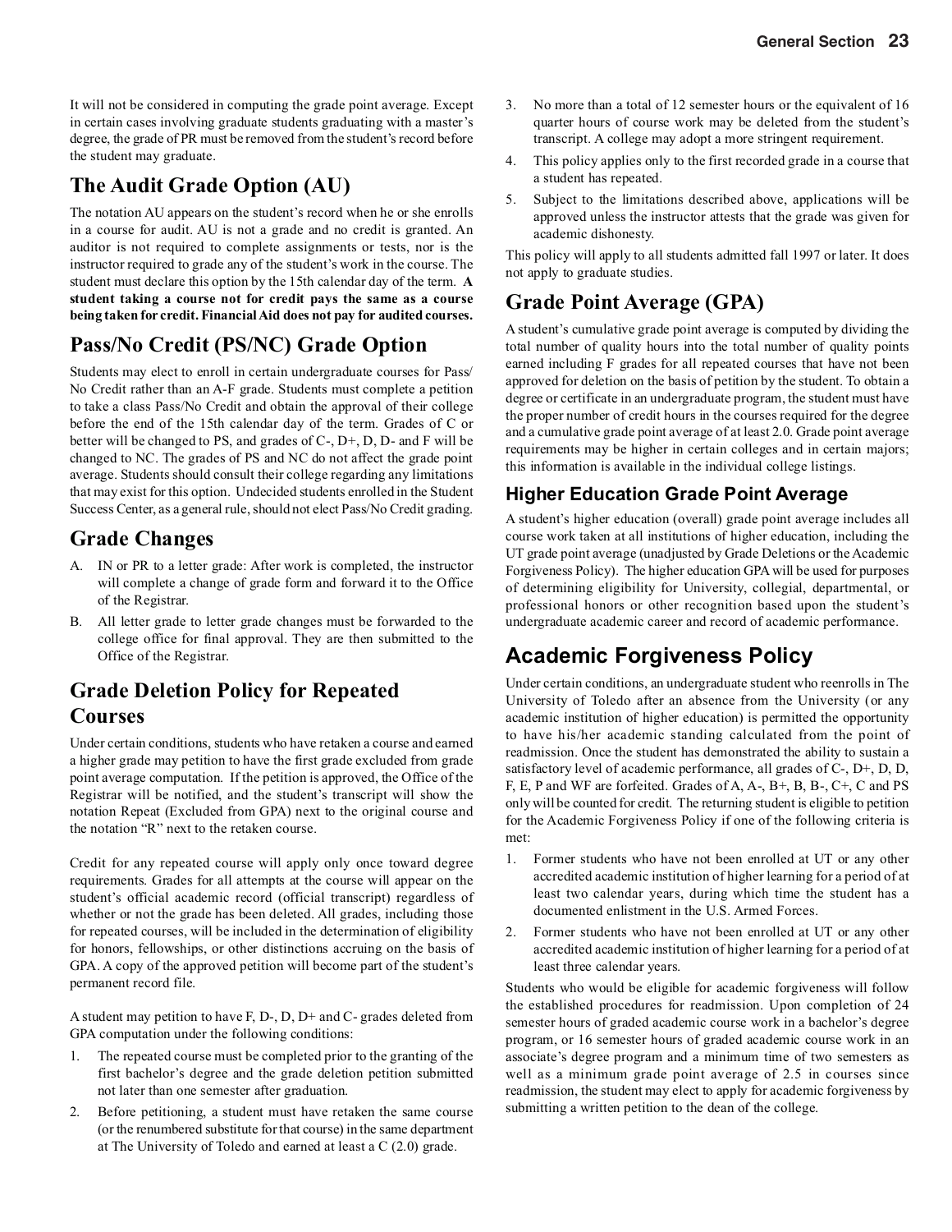It will not be considered in computing the grade point average. Except in certain cases involving graduate students graduating with a master's degree, the grade of PR must be removed from the student's record before the student may graduate.

## The Audit Grade Option (AU)

The notation AU appears on the student's record when he or she enrolls in a course for audit. AU is not a grade and no credit is granted. An auditor is not required to complete assignments or tests, nor is the instructor required to grade any of the student's work in the course. The student must declare this option by the 15th calendar day of the term. **A student taking a course not for credit pays the same as a course being taken for credit. Financial Aid does not pay for audited courses.**

## Pass/No Credit (PS/NC) Grade Option

Students may elect to enroll in certain undergraduate courses for Pass/No Credit rather than an A-F grade. Students must complete a petition to take a class Pass/No Credit and obtain the approval of their college before the end of the 15th calendar day of the term. Grades of C or better will be changed to PS, and grades of C-, D+, D, D- and F will be changed to NC. The grades of PS and NC do not affect the grade point average. Students should consult their college regarding any limitations that may exist for this option. Undecided students enrolled in the Student Success Center, as a general rule, should not elect Pass/No Credit grading.

## Grade Changes

A. IN or PR to a letter grade: After work is completed, the instructor will complete a change of grade form and forward it to the Office of the Registrar.

B. All letter grade to letter grade changes must be forwarded to the college office for final approval. They are then submitted to the Office of the Registrar.

## Grade Deletion Policy for Repeated Courses

Under certain conditions, students who have retaken a course and earned a higher grade may petition to have the first grade excluded from grade point average computation. If the petition is approved, the Office of the Registrar will be notified, and the student's transcript will show the notation Repeat (Excluded from GPA) next to the original course and the notation "R" next to the retaken course.

Credit for any repeated course will apply only once toward degree requirements. Grades for all attempts at the course will appear on the student's official academic record (official transcript) regardless of whether or not the grade has been deleted. All grades, including those for repeated courses, will be included in the determination of eligibility for honors, fellowships, or other distinctions accruing on the basis of GPA. A copy of the approved petition will become part of the student's permanent record file.

A student may petition to have F, D-, D, D+ and C- grades deleted from GPA computation under the following conditions:

1. The repeated course must be completed prior to the granting of the first bachelor's degree and the grade deletion petition submitted not later than one semester after graduation.
2. Before petitioning, a student must have retaken the same course (or the renumbered substitute for that course) in the same department at The University of Toledo and earned at least a C (2.0) grade.
3. No more than a total of 12 semester hours or the equivalent of 16 quarter hours of course work may be deleted from the student's transcript. A college may adopt a more stringent requirement.
4. This policy applies only to the first recorded grade in a course that a student has repeated.
5. Subject to the limitations described above, applications will be approved unless the instructor attests that the grade was given for academic dishonesty.

This policy will apply to all students admitted fall 1997 or later. It does not apply to graduate studies.

## Grade Point Average (GPA)

A student's cumulative grade point average is computed by dividing the total number of quality hours into the total number of quality points earned including F grades for all repeated courses that have not been approved for deletion on the basis of petition by the student. To obtain a degree or certificate in an undergraduate program, the student must have the proper number of credit hours in the courses required for the degree and a cumulative grade point average of at least 2.0. Grade point average requirements may be higher in certain colleges and in certain majors; this information is available in the individual college listings.

### Higher Education Grade Point Average

A student's higher education (overall) grade point average includes all course work taken at all institutions of higher education, including the UT grade point average (unadjusted by Grade Deletions or the Academic Forgiveness Policy). The higher education GPA will be used for purposes of determining eligibility for University, collegial, departmental, or professional honors or other recognition based upon the student's undergraduate academic career and record of academic performance.

## Academic Forgiveness Policy

Under certain conditions, an undergraduate student who reenrolls in The University of Toledo after an absence from the University (or any academic institution of higher education) is permitted the opportunity to have his/her academic standing calculated from the point of readmission. Once the student has demonstrated the ability to sustain a satisfactory level of academic performance, all grades of C-, D+, D, D, F, E, P and WF are forfeited. Grades of A, A-, B+, B, B-, C+, C and PS only will be counted for credit. The returning student is eligible to petition for the Academic Forgiveness Policy if one of the following criteria is met:

1. Former students who have not been enrolled at UT or any other accredited academic institution of higher learning for a period of at least two calendar years, during which time the student has a documented enlistment in the U.S. Armed Forces.
2. Former students who have not been enrolled at UT or any other accredited academic institution of higher learning for a period of at least three calendar years.

Students who would be eligible for academic forgiveness will follow the established procedures for readmission. Upon completion of 24 semester hours of graded academic course work in a bachelor's degree program, or 16 semester hours of graded academic course work in an associate's degree program and a minimum time of two semesters as well as a minimum grade point average of 2.5 in courses since readmission, the student may elect to apply for academic forgiveness by submitting a written petition to the dean of the college.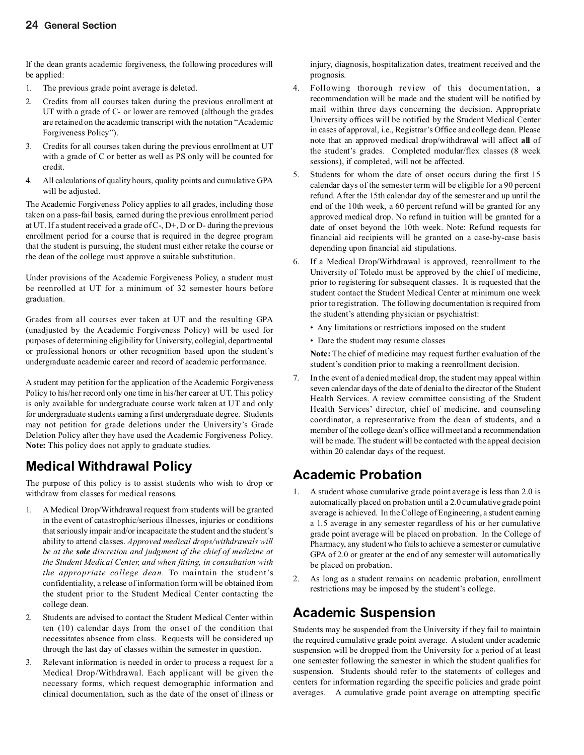If the dean grants academic forgiveness, the following procedures will be applied:

1. The previous grade point average is deleted.
2. Credits from all courses taken during the previous enrollment at UT with a grade of C- or lower are removed (although the grades are retained on the academic transcript with the notation "Academic Forgiveness Policy").
3. Credits for all courses taken during the previous enrollment at UT with a grade of C or better as well as PS only will be counted for credit.
4. All calculations of quality hours, quality points and cumulative GPA will be adjusted.

The Academic Forgiveness Policy applies to all grades, including those taken on a pass-fail basis, earned during the previous enrollment period at UT. If a student received a grade of C-, D+, D or D- during the previous enrollment period for a course that is required in the degree program that the student is pursuing, the student must either retake the course or the dean of the college must approve a suitable substitution.

Under provisions of the Academic Forgiveness Policy, a student must be reenrolled at UT for a minimum of 32 semester hours before graduation.

Grades from all courses ever taken at UT and the resulting GPA (unadjusted by the Academic Forgiveness Policy) will be used for purposes of determining eligibility for University, collegial, departmental or professional honors or other recognition based upon the student's undergraduate academic career and record of academic performance.

A student may petition for the application of the Academic Forgiveness Policy to his/her record only one time in his/her career at UT. This policy is only available for undergraduate course work taken at UT and only for undergraduate students earning a first undergraduate degree. Students may not petition for grade deletions under the University's Grade Deletion Policy after they have used the Academic Forgiveness Policy. **Note:** This policy does not apply to graduate studies.

## Medical Withdrawal Policy

The purpose of this policy is to assist students who wish to drop or withdraw from classes for medical reasons.

1. A Medical Drop/Withdrawal request from students will be granted in the event of catastrophic/serious illnesses, injuries or conditions that seriously impair and/or incapacitate the student and the student's ability to attend classes. *Approved medical drops/withdrawals will be at the **sole** discretion and judgment of the chief of medicine at the Student Medical Center, and when fitting, in consultation with the appropriate college dean.* To maintain the student's confidentiality, a release of information form will be obtained from the student prior to the Student Medical Center contacting the college dean.
2. Students are advised to contact the Student Medical Center within ten (10) calendar days from the onset of the condition that necessitates absence from class. Requests will be considered up through the last day of classes within the semester in question.
3. Relevant information is needed in order to process a request for a Medical Drop/Withdrawal. Each applicant will be given the necessary forms, which request demographic information and clinical documentation, such as the date of the onset of illness or injury, diagnosis, hospitalization dates, treatment received and the prognosis.
4. Following thorough review of this documentation, a recommendation will be made and the student will be notified by mail within three days concerning the decision. Appropriate University offices will be notified by the Student Medical Center in cases of approval, i.e., Registrar's Office and college dean. Please note that an approved medical drop/withdrawal will affect **all** of the student's grades. Completed modular/flex classes (8 week sessions), if completed, will not be affected.
5. Students for whom the date of onset occurs during the first 15 calendar days of the semester term will be eligible for a 90 percent refund. After the 15th calendar day of the semester and up until the end of the 10th week, a 60 percent refund will be granted for any approved medical drop. No refund in tuition will be granted for a date of onset beyond the 10th week. Note: Refund requests for financial aid recipients will be granted on a case-by-case basis depending upon financial aid stipulations.
6. If a Medical Drop/Withdrawal is approved, reenrollment to the University of Toledo must be approved by the chief of medicine, prior to registering for subsequent classes. It is requested that the student contact the Student Medical Center at minimum one week prior to registration. The following documentation is required from the student's attending physician or psychiatrist:
   - Any limitations or restrictions imposed on the student
   - Date the student may resume classes

   **Note:** The chief of medicine may request further evaluation of the student's condition prior to making a reenrollment decision.
7. In the event of a denied medical drop, the student may appeal within seven calendar days of the date of denial to the director of the Student Health Services. A review committee consisting of the Student Health Services' director, chief of medicine, and counseling coordinator, a representative from the dean of students, and a member of the college dean's office will meet and a recommendation will be made. The student will be contacted with the appeal decision within 20 calendar days of the request.

## Academic Probation

1. A student whose cumulative grade point average is less than 2.0 is automatically placed on probation until a 2.0 cumulative grade point average is achieved. In the College of Engineering, a student earning a 1.5 average in any semester regardless of his or her cumulative grade point average will be placed on probation. In the College of Pharmacy, any student who fails to achieve a semester or cumulative GPA of 2.0 or greater at the end of any semester will automatically be placed on probation.
2. As long as a student remains on academic probation, enrollment restrictions may be imposed by the student's college.

## Academic Suspension

Students may be suspended from the University if they fail to maintain the required cumulative grade point average. A student under academic suspension will be dropped from the University for a period of at least one semester following the semester in which the student qualifies for suspension. Students should refer to the statements of colleges and centers for information regarding the specific policies and grade point averages. A cumulative grade point average on attempting specific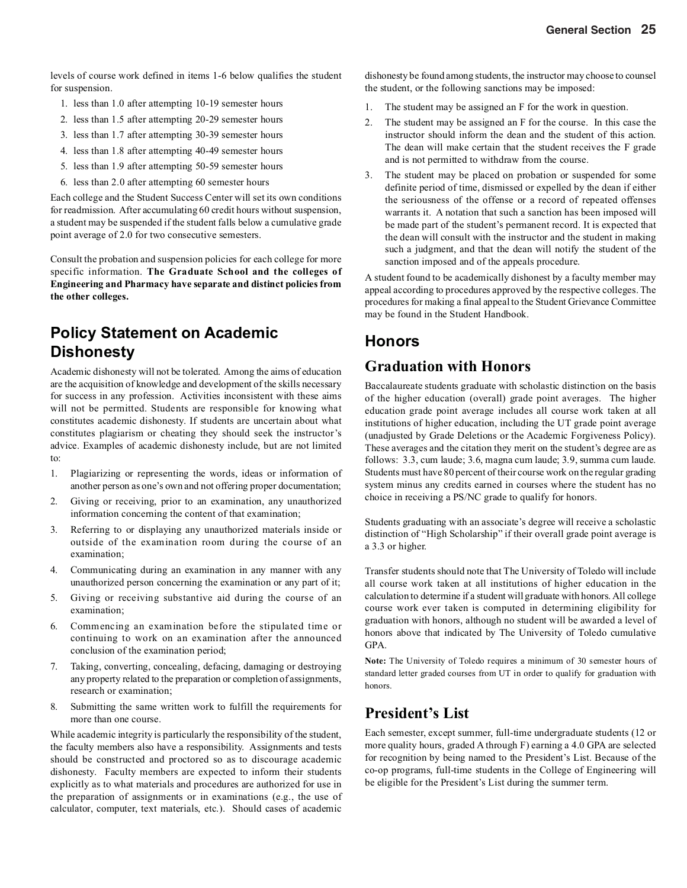levels of course work defined in items 1-6 below qualifies the student for suspension.

1. less than 1.0 after attempting 10-19 semester hours
2. less than 1.5 after attempting 20-29 semester hours
3. less than 1.7 after attempting 30-39 semester hours
4. less than 1.8 after attempting 40-49 semester hours
5. less than 1.9 after attempting 50-59 semester hours
6. less than 2.0 after attempting 60 semester hours

Each college and the Student Success Center will set its own conditions for readmission. After accumulating 60 credit hours without suspension, a student may be suspended if the student falls below a cumulative grade point average of 2.0 for two consecutive semesters.

Consult the probation and suspension policies for each college for more specific information. **The Graduate School and the colleges of Engineering and Pharmacy have separate and distinct policies from the other colleges.**

## Policy Statement on Academic Dishonesty

Academic dishonesty will not be tolerated. Among the aims of education are the acquisition of knowledge and development of the skills necessary for success in any profession. Activities inconsistent with these aims will not be permitted. Students are responsible for knowing what constitutes academic dishonesty. If students are uncertain about what constitutes plagiarism or cheating they should seek the instructor's advice. Examples of academic dishonesty include, but are not limited to:

1. Plagiarizing or representing the words, ideas or information of another person as one's own and not offering proper documentation;
2. Giving or receiving, prior to an examination, any unauthorized information concerning the content of that examination;
3. Referring to or displaying any unauthorized materials inside or outside of the examination room during the course of an examination;
4. Communicating during an examination in any manner with any unauthorized person concerning the examination or any part of it;
5. Giving or receiving substantive aid during the course of an examination;
6. Commencing an examination before the stipulated time or continuing to work on an examination after the announced conclusion of the examination period;
7. Taking, converting, concealing, defacing, damaging or destroying any property related to the preparation or completion of assignments, research or examination;
8. Submitting the same written work to fulfill the requirements for more than one course.

While academic integrity is particularly the responsibility of the student, the faculty members also have a responsibility. Assignments and tests should be constructed and proctored so as to discourage academic dishonesty. Faculty members are expected to inform their students explicitly as to what materials and procedures are authorized for use in the preparation of assignments or in examinations (e.g., the use of calculator, computer, text materials, etc.). Should cases of academic dishonesty be found among students, the instructor may choose to counsel the student, or the following sanctions may be imposed:

1. The student may be assigned an F for the work in question.
2. The student may be assigned an F for the course. In this case the instructor should inform the dean and the student of this action. The dean will make certain that the student receives the F grade and is not permitted to withdraw from the course.
3. The student may be placed on probation or suspended for some definite period of time, dismissed or expelled by the dean if either the seriousness of the offense or a record of repeated offenses warrants it. A notation that such a sanction has been imposed will be made part of the student's permanent record. It is expected that the dean will consult with the instructor and the student in making such a judgment, and that the dean will notify the student of the sanction imposed and of the appeals procedure.

A student found to be academically dishonest by a faculty member may appeal according to procedures approved by the respective colleges. The procedures for making a final appeal to the Student Grievance Committee may be found in the Student Handbook.

## Honors

### Graduation with Honors

Baccalaureate students graduate with scholastic distinction on the basis of the higher education (overall) grade point averages. The higher education grade point average includes all course work taken at all institutions of higher education, including the UT grade point average (unadjusted by Grade Deletions or the Academic Forgiveness Policy). These averages and the citation they merit on the student's degree are as follows: 3.3, cum laude; 3.6, magna cum laude; 3.9, summa cum laude. Students must have 80 percent of their course work on the regular grading system minus any credits earned in courses where the student has no choice in receiving a PS/NC grade to qualify for honors.

Students graduating with an associate's degree will receive a scholastic distinction of "High Scholarship" if their overall grade point average is a 3.3 or higher.

Transfer students should note that The University of Toledo will include all course work taken at all institutions of higher education in the calculation to determine if a student will graduate with honors. All college course work ever taken is computed in determining eligibility for graduation with honors, although no student will be awarded a level of honors above that indicated by The University of Toledo cumulative GPA.

**Note:** The University of Toledo requires a minimum of 30 semester hours of standard letter graded courses from UT in order to qualify for graduation with honors.

### President's List

Each semester, except summer, full-time undergraduate students (12 or more quality hours, graded A through F) earning a 4.0 GPA are selected for recognition by being named to the President's List. Because of the co-op programs, full-time students in the College of Engineering will be eligible for the President's List during the summer term.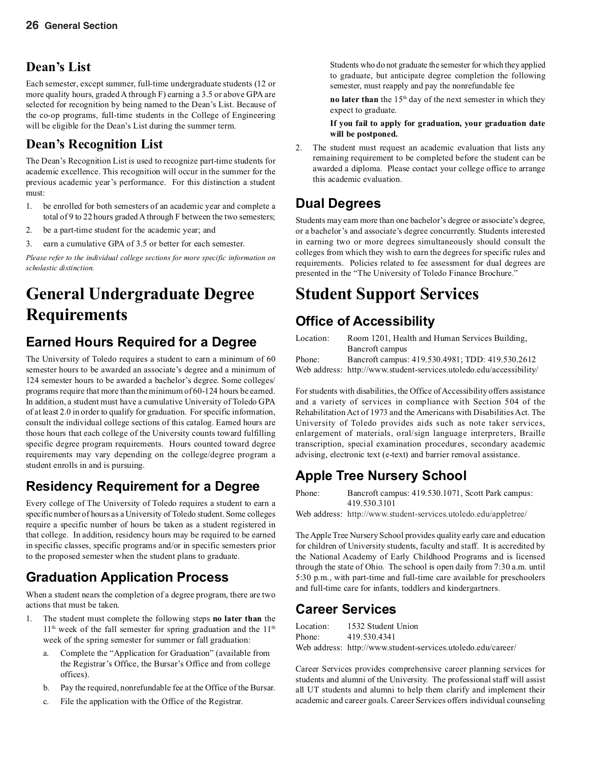## Dean's List

Each semester, except summer, full-time undergraduate students (12 or more quality hours, graded A through F) earning a 3.5 or above GPA are selected for recognition by being named to the Dean's List. Because of the co-op programs, full-time students in the College of Engineering will be eligible for the Dean's List during the summer term.

## Dean's Recognition List

The Dean's Recognition List is used to recognize part-time students for academic excellence. This recognition will occur in the summer for the previous academic year's performance. For this distinction a student must:

1. be enrolled for both semesters of an academic year and complete a total of 9 to 22 hours graded A through F between the two semesters;
2. be a part-time student for the academic year; and
3. earn a cumulative GPA of 3.5 or better for each semester.

*Please refer to the individual college sections for more specific information on scholastic distinction.*

# General Undergraduate Degree Requirements

## Earned Hours Required for a Degree

The University of Toledo requires a student to earn a minimum of 60 semester hours to be awarded an associate's degree and a minimum of 124 semester hours to be awarded a bachelor's degree. Some colleges/programs require that more than the minimum of 60-124 hours be earned. In addition, a student must have a cumulative University of Toledo GPA of at least 2.0 in order to qualify for graduation. For specific information, consult the individual college sections of this catalog. Earned hours are those hours that each college of the University counts toward fulfilling specific degree program requirements. Hours counted toward degree requirements may vary depending on the college/degree program a student enrolls in and is pursuing.

## Residency Requirement for a Degree

Every college of The University of Toledo requires a student to earn a specific number of hours as a University of Toledo student. Some colleges require a specific number of hours be taken as a student registered in that college. In addition, residency hours may be required to be earned in specific classes, specific programs and/or in specific semesters prior to the proposed semester when the student plans to graduate.

## Graduation Application Process

When a student nears the completion of a degree program, there are two actions that must be taken.

1. The student must complete the following steps **no later than** the 11th week of the fall semester for spring graduation and the 11th week of the spring semester for summer or fall graduation:
   a. Complete the "Application for Graduation" (available from the Registrar's Office, the Bursar's Office and from college offices).
   b. Pay the required, nonrefundable fee at the Office of the Bursar.
   c. File the application with the Office of the Registrar.

   Students who do not graduate the semester for which they applied to graduate, but anticipate degree completion the following semester, must reapply and pay the nonrefundable fee

   **no later than** the 15th day of the next semester in which they expect to graduate.

   **If you fail to apply for graduation, your graduation date will be postponed.**

2. The student must request an academic evaluation that lists any remaining requirement to be completed before the student can be awarded a diploma. Please contact your college office to arrange this academic evaluation.

## Dual Degrees

Students may earn more than one bachelor's degree or associate's degree, or a bachelor's and associate's degree concurrently. Students interested in earning two or more degrees simultaneously should consult the colleges from which they wish to earn the degrees for specific rules and requirements. Policies related to fee assessment for dual degrees are presented in the "The University of Toledo Finance Brochure."

# Student Support Services

## Office of Accessibility

Location: Room 1201, Health and Human Services Building, Bancroft campus
Phone: Bancroft campus: 419.530.4981; TDD: 419.530.2612
Web address: http://www.student-services.utoledo.edu/accessibility/

For students with disabilities, the Office of Accessibility offers assistance and a variety of services in compliance with Section 504 of the Rehabilitation Act of 1973 and the Americans with Disabilities Act. The University of Toledo provides aids such as note taker services, enlargement of materials, oral/sign language interpreters, Braille transcription, special examination procedures, secondary academic advising, electronic text (e-text) and barrier removal assistance.

## Apple Tree Nursery School

Phone: Bancroft campus: 419.530.1071, Scott Park campus: 419.530.3101
Web address: http://www.student-services.utoledo.edu/appletree/

The Apple Tree Nursery School provides quality early care and education for children of University students, faculty and staff. It is accredited by the National Academy of Early Childhood Programs and is licensed through the state of Ohio. The school is open daily from 7:30 a.m. until 5:30 p.m., with part-time and full-time care available for preschoolers and full-time care for infants, toddlers and kindergartners.

## Career Services

Location: 1532 Student Union
Phone: 419.530.4341
Web address: http://www.student-services.utoledo.edu/career/

Career Services provides comprehensive career planning services for students and alumni of the University. The professional staff will assist all UT students and alumni to help them clarify and implement their academic and career goals. Career Services offers individual counseling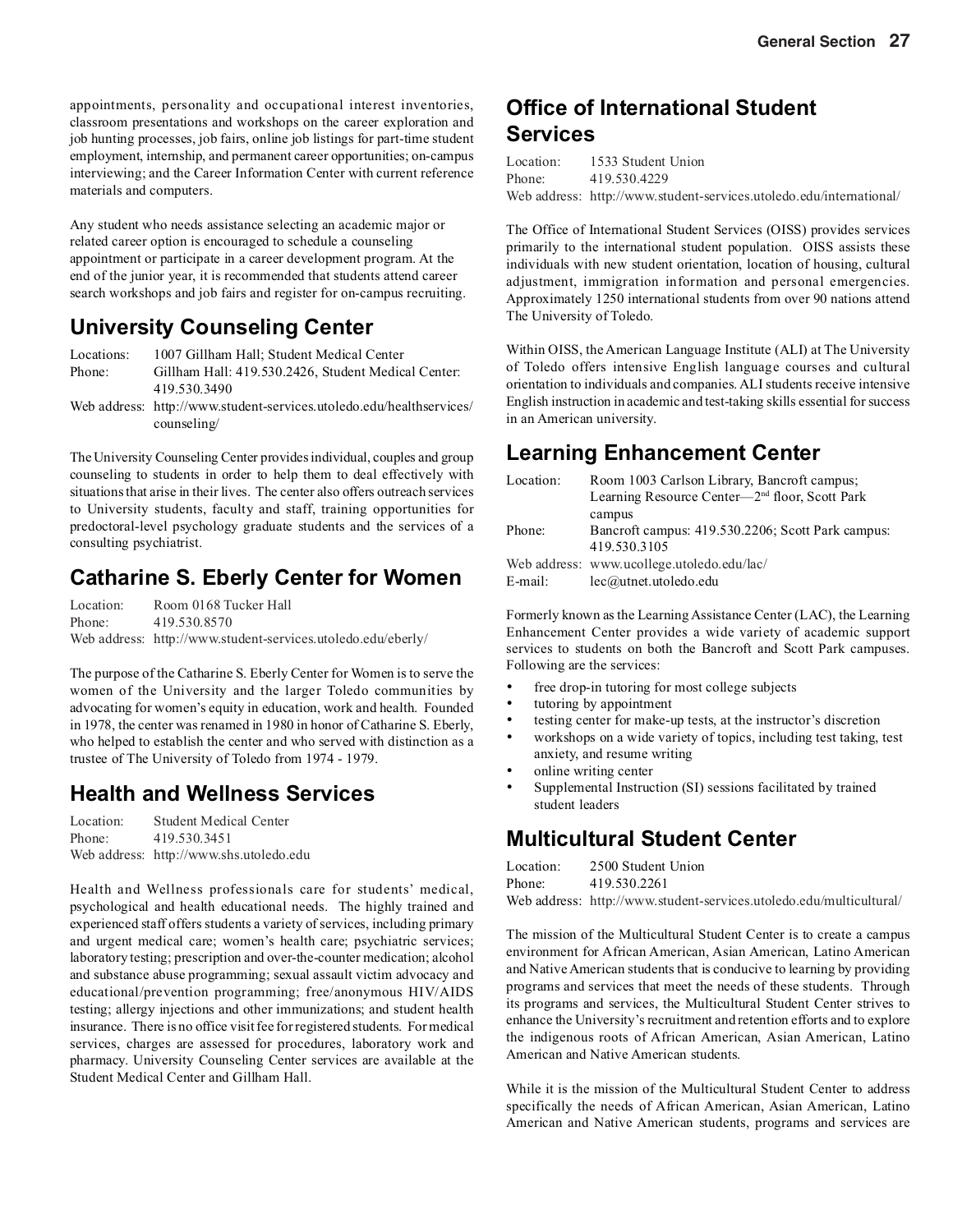appointments, personality and occupational interest inventories, classroom presentations and workshops on the career exploration and job hunting processes, job fairs, online job listings for part-time student employment, internship, and permanent career opportunities; on-campus interviewing; and the Career Information Center with current reference materials and computers.

Any student who needs assistance selecting an academic major or related career option is encouraged to schedule a counseling appointment or participate in a career development program. At the end of the junior year, it is recommended that students attend career search workshops and job fairs and register for on-campus recruiting.

## University Counseling Center

Locations: 1007 Gillham Hall; Student Medical Center
Phone: Gillham Hall: 419.530.2426, Student Medical Center: 419.530.3490
Web address: http://www.student-services.utoledo.edu/healthservices/counseling/

The University Counseling Center provides individual, couples and group counseling to students in order to help them to deal effectively with situations that arise in their lives. The center also offers outreach services to University students, faculty and staff, training opportunities for predoctoral-level psychology graduate students and the services of a consulting psychiatrist.

## Catharine S. Eberly Center for Women

Location: Room 0168 Tucker Hall
Phone: 419.530.8570
Web address: http://www.student-services.utoledo.edu/eberly/

The purpose of the Catharine S. Eberly Center for Women is to serve the women of the University and the larger Toledo communities by advocating for women's equity in education, work and health. Founded in 1978, the center was renamed in 1980 in honor of Catharine S. Eberly, who helped to establish the center and who served with distinction as a trustee of The University of Toledo from 1974 - 1979.

## Health and Wellness Services

Location: Student Medical Center
Phone: 419.530.3451
Web address: http://www.shs.utoledo.edu

Health and Wellness professionals care for students' medical, psychological and health educational needs. The highly trained and experienced staff offers students a variety of services, including primary and urgent medical care; women's health care; psychiatric services; laboratory testing; prescription and over-the-counter medication; alcohol and substance abuse programming; sexual assault victim advocacy and educational/prevention programming; free/anonymous HIV/AIDS testing; allergy injections and other immunizations; and student health insurance. There is no office visit fee for registered students. For medical services, charges are assessed for procedures, laboratory work and pharmacy. University Counseling Center services are available at the Student Medical Center and Gillham Hall.

## Office of International Student Services

Location: 1533 Student Union
Phone: 419.530.4229
Web address: http://www.student-services.utoledo.edu/international/

The Office of International Student Services (OISS) provides services primarily to the international student population. OISS assists these individuals with new student orientation, location of housing, cultural adjustment, immigration information and personal emergencies. Approximately 1250 international students from over 90 nations attend The University of Toledo.

Within OISS, the American Language Institute (ALI) at The University of Toledo offers intensive English language courses and cultural orientation to individuals and companies. ALI students receive intensive English instruction in academic and test-taking skills essential for success in an American university.

## Learning Enhancement Center

Location: Room 1003 Carlson Library, Bancroft campus; Learning Resource Center—2nd floor, Scott Park campus
Phone: Bancroft campus: 419.530.2206; Scott Park campus: 419.530.3105
Web address: www.ucollege.utoledo.edu/lac/
E-mail: lec@utnet.utoledo.edu

Formerly known as the Learning Assistance Center (LAC), the Learning Enhancement Center provides a wide variety of academic support services to students on both the Bancroft and Scott Park campuses. Following are the services:

- free drop-in tutoring for most college subjects
- tutoring by appointment
- testing center for make-up tests, at the instructor's discretion
- workshops on a wide variety of topics, including test taking, test anxiety, and resume writing
- online writing center
- Supplemental Instruction (SI) sessions facilitated by trained student leaders

## Multicultural Student Center

Location: 2500 Student Union
Phone: 419.530.2261
Web address: http://www.student-services.utoledo.edu/multicultural/

The mission of the Multicultural Student Center is to create a campus environment for African American, Asian American, Latino American and Native American students that is conducive to learning by providing programs and services that meet the needs of these students. Through its programs and services, the Multicultural Student Center strives to enhance the University's recruitment and retention efforts and to explore the indigenous roots of African American, Asian American, Latino American and Native American students.

While it is the mission of the Multicultural Student Center to address specifically the needs of African American, Asian American, Latino American and Native American students, programs and services are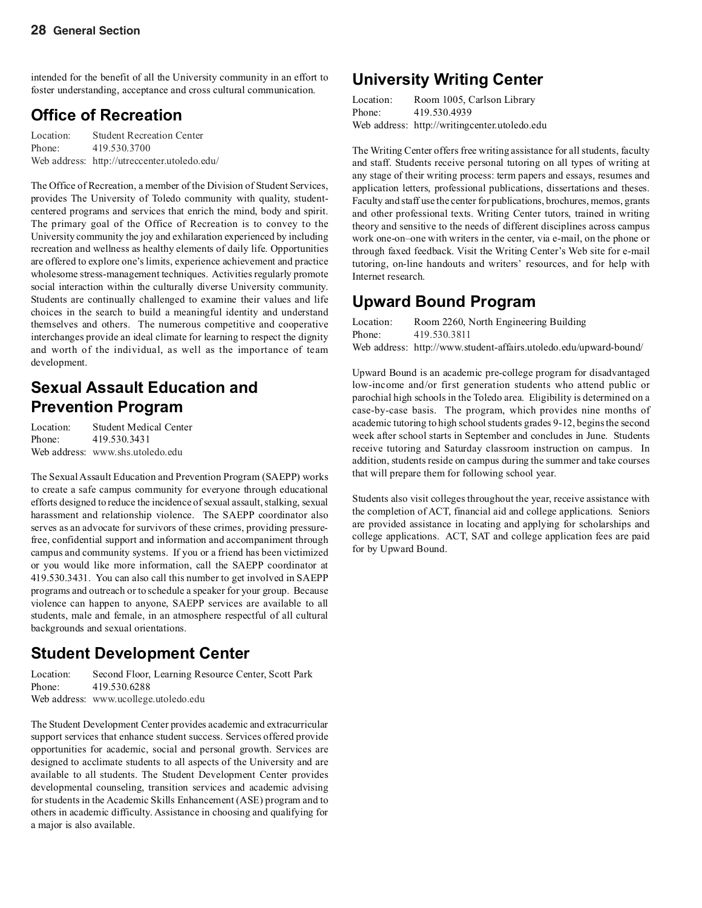intended for the benefit of all the University community in an effort to foster understanding, acceptance and cross cultural communication.

## Office of Recreation

Location: Student Recreation Center
Phone: 419.530.3700
Web address: http://utreccenter.utoledo.edu/

The Office of Recreation, a member of the Division of Student Services, provides The University of Toledo community with quality, student-centered programs and services that enrich the mind, body and spirit. The primary goal of the Office of Recreation is to convey to the University community the joy and exhilaration experienced by including recreation and wellness as healthy elements of daily life. Opportunities are offered to explore one's limits, experience achievement and practice wholesome stress-management techniques. Activities regularly promote social interaction within the culturally diverse University community. Students are continually challenged to examine their values and life choices in the search to build a meaningful identity and understand themselves and others. The numerous competitive and cooperative interchanges provide an ideal climate for learning to respect the dignity and worth of the individual, as well as the importance of team development.

## Sexual Assault Education and Prevention Program

Location: Student Medical Center
Phone: 419.530.3431
Web address: www.shs.utoledo.edu

The Sexual Assault Education and Prevention Program (SAEPP) works to create a safe campus community for everyone through educational efforts designed to reduce the incidence of sexual assault, stalking, sexual harassment and relationship violence. The SAEPP coordinator also serves as an advocate for survivors of these crimes, providing pressure-free, confidential support and information and accompaniment through campus and community systems. If you or a friend has been victimized or you would like more information, call the SAEPP coordinator at 419.530.3431. You can also call this number to get involved in SAEPP programs and outreach or to schedule a speaker for your group. Because violence can happen to anyone, SAEPP services are available to all students, male and female, in an atmosphere respectful of all cultural backgrounds and sexual orientations.

## Student Development Center

Location: Second Floor, Learning Resource Center, Scott Park
Phone: 419.530.6288
Web address: www.ucollege.utoledo.edu

The Student Development Center provides academic and extracurricular support services that enhance student success. Services offered provide opportunities for academic, social and personal growth. Services are designed to acclimate students to all aspects of the University and are available to all students. The Student Development Center provides developmental counseling, transition services and academic advising for students in the Academic Skills Enhancement (ASE) program and to others in academic difficulty. Assistance in choosing and qualifying for a major is also available.

## University Writing Center

Location: Room 1005, Carlson Library
Phone: 419.530.4939
Web address: http://writingcenter.utoledo.edu

The Writing Center offers free writing assistance for all students, faculty and staff. Students receive personal tutoring on all types of writing at any stage of their writing process: term papers and essays, resumes and application letters, professional publications, dissertations and theses. Faculty and staff use the center for publications, brochures, memos, grants and other professional texts. Writing Center tutors, trained in writing theory and sensitive to the needs of different disciplines across campus work one-on–one with writers in the center, via e-mail, on the phone or through faxed feedback. Visit the Writing Center's Web site for e-mail tutoring, on-line handouts and writers' resources, and for help with Internet research.

## Upward Bound Program

Location: Room 2260, North Engineering Building
Phone: 419.530.3811
Web address: http://www.student-affairs.utoledo.edu/upward-bound/

Upward Bound is an academic pre-college program for disadvantaged low-income and/or first generation students who attend public or parochial high schools in the Toledo area. Eligibility is determined on a case-by-case basis. The program, which provides nine months of academic tutoring to high school students grades 9-12, begins the second week after school starts in September and concludes in June. Students receive tutoring and Saturday classroom instruction on campus. In addition, students reside on campus during the summer and take courses that will prepare them for following school year.

Students also visit colleges throughout the year, receive assistance with the completion of ACT, financial aid and college applications. Seniors are provided assistance in locating and applying for scholarships and college applications. ACT, SAT and college application fees are paid for by Upward Bound.